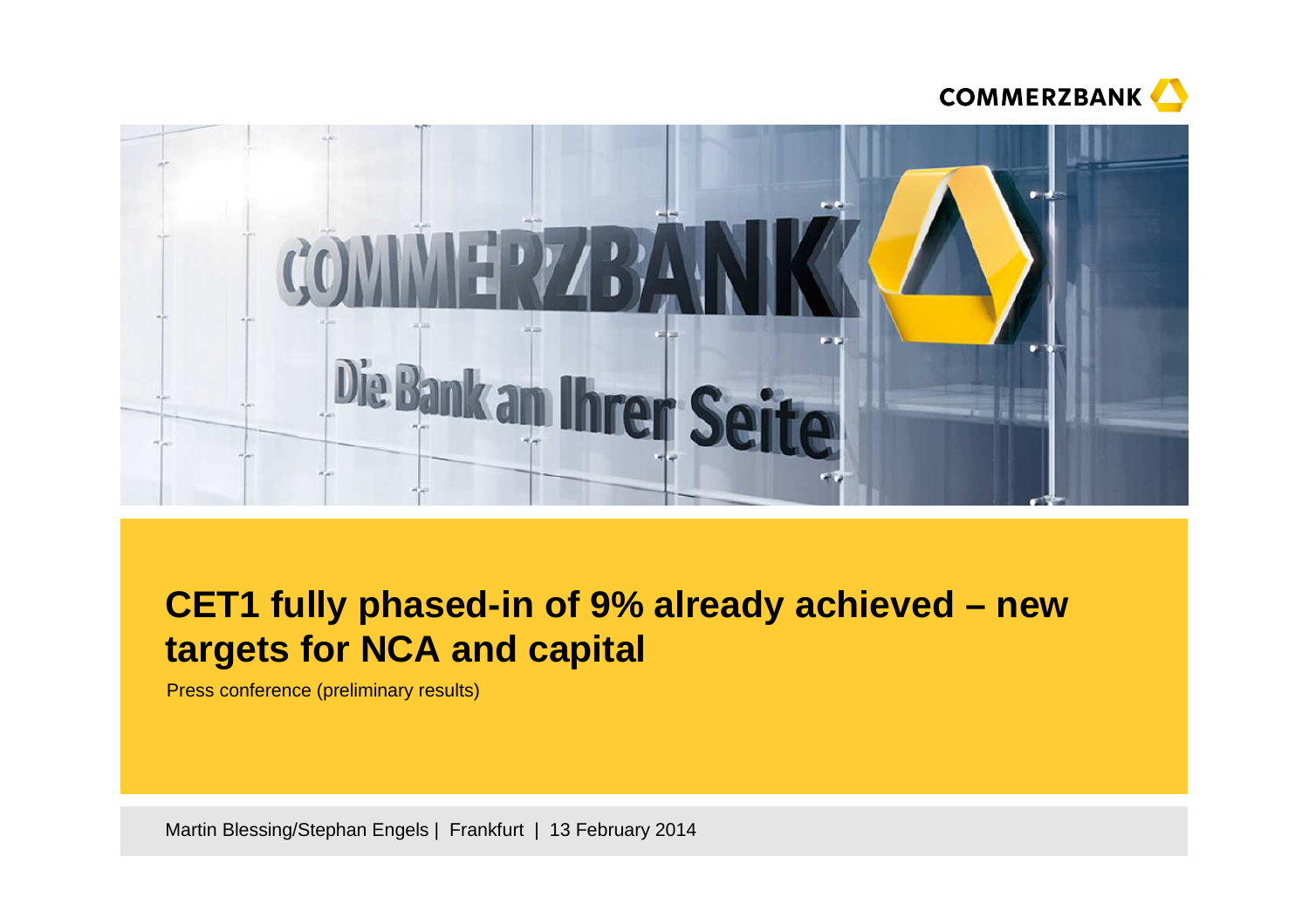# CET1 fully phased-in of 9% already achieved – new targets for NCA and capital

Press conference (preliminary results)

Martin Blessing/Stephan Engels | Frankfurt | 13 February 2014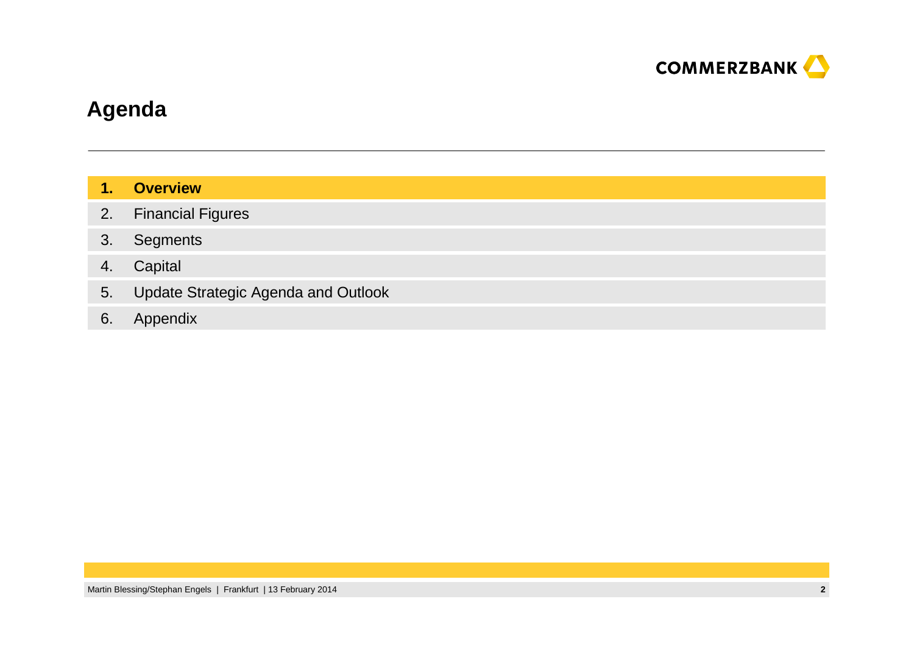# Agenda

1. **Overview**
2. Financial Figures
3. Segments
4. Capital
5. Update Strategic Agenda and Outlook
6. Appendix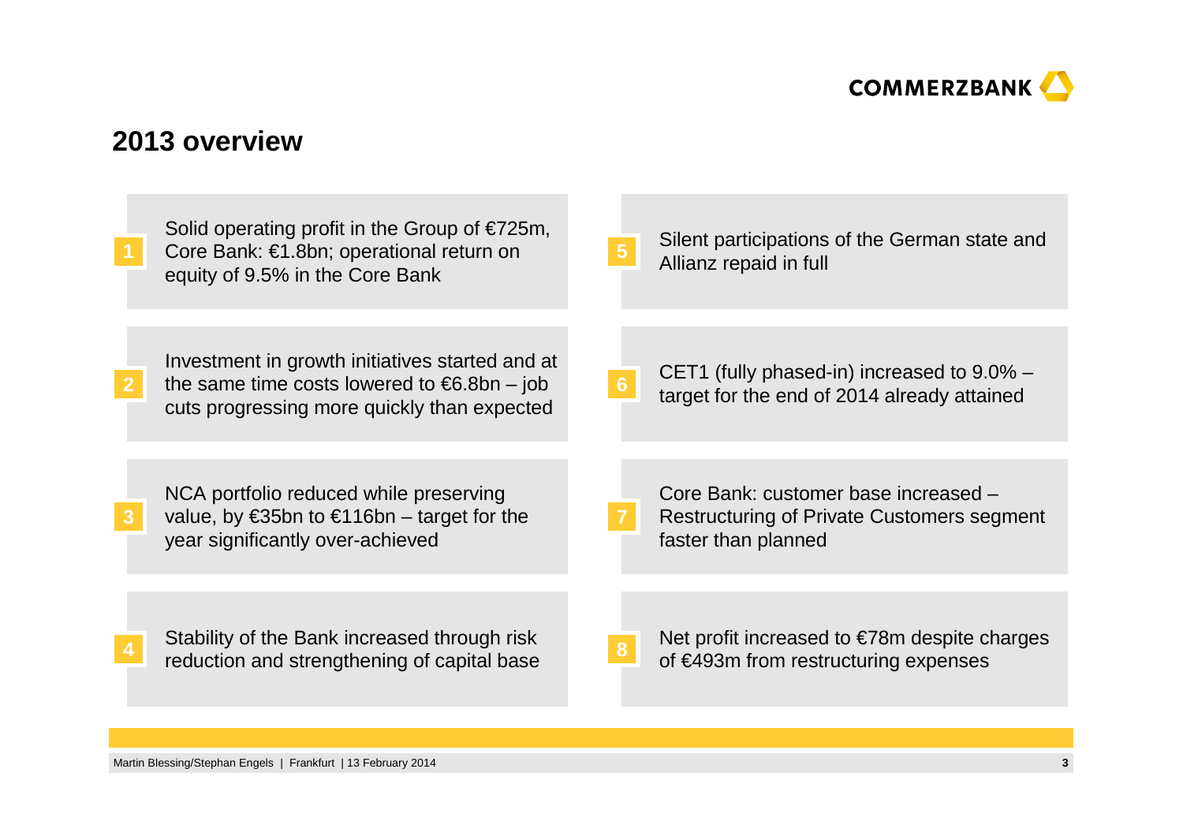## 2013 overview

1. Solid operating profit in the Group of €725m, Core Bank: €1.8bn; operational return on equity of 9.5% in the Core Bank

2. Investment in growth initiatives started and at the same time costs lowered to €6.8bn – job cuts progressing more quickly than expected

3. NCA portfolio reduced while preserving value, by €35bn to €116bn – target for the year significantly over-achieved

4. Stability of the Bank increased through risk reduction and strengthening of capital base

5. Silent participations of the German state and Allianz repaid in full

6. CET1 (fully phased-in) increased to 9.0% – target for the end of 2014 already attained

7. Core Bank: customer base increased – Restructuring of Private Customers segment faster than planned

8. Net profit increased to €78m despite charges of €493m from restructuring expenses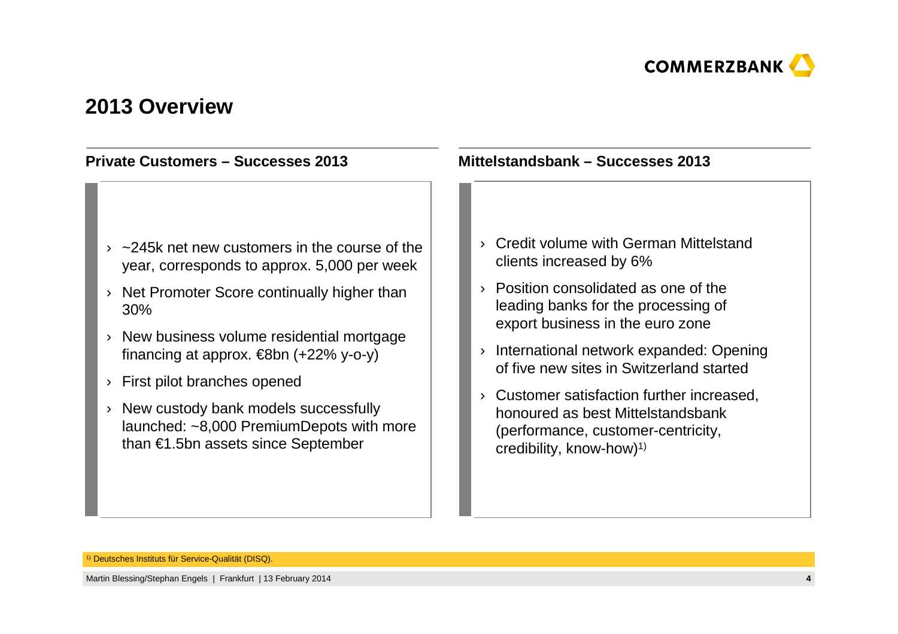# 2013 Overview

## Private Customers – Successes 2013

- ~245k net new customers in the course of the year, corresponds to approx. 5,000 per week
- Net Promoter Score continually higher than 30%
- New business volume residential mortgage financing at approx. €8bn (+22% y-o-y)
- First pilot branches opened
- New custody bank models successfully launched: ~8,000 PremiumDepots with more than €1.5bn assets since September

## Mittelstandsbank – Successes 2013

- Credit volume with German Mittelstand clients increased by 6%
- Position consolidated as one of the leading banks for the processing of export business in the euro zone
- International network expanded: Opening of five new sites in Switzerland started
- Customer satisfaction further increased, honoured as best Mittelstandsbank (performance, customer-centricity, credibility, know-how)[1]

[1] Deutsches Instituts für Service-Qualität (DISQ).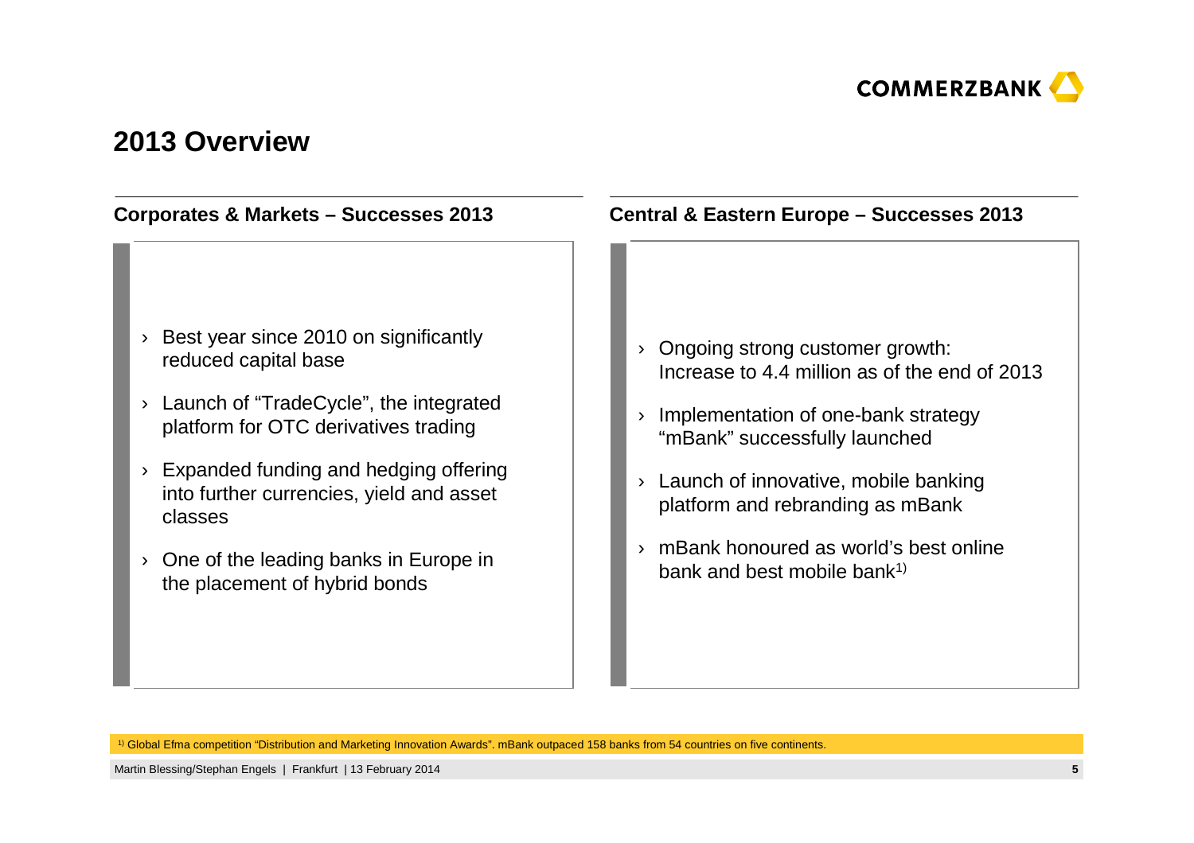# 2013 Overview

## Corporates & Markets – Successes 2013

- Best year since 2010 on significantly reduced capital base
- Launch of "TradeCycle", the integrated platform for OTC derivatives trading
- Expanded funding and hedging offering into further currencies, yield and asset classes
- One of the leading banks in Europe in the placement of hybrid bonds

## Central & Eastern Europe – Successes 2013

- Ongoing strong customer growth: Increase to 4.4 million as of the end of 2013
- Implementation of one-bank strategy "mBank" successfully launched
- Launch of innovative, mobile banking platform and rebranding as mBank
- mBank honoured as world's best online bank and best mobile bank[1)]

[1)] Global Efma competition "Distribution and Marketing Innovation Awards". mBank outpaced 158 banks from 54 countries on five continents.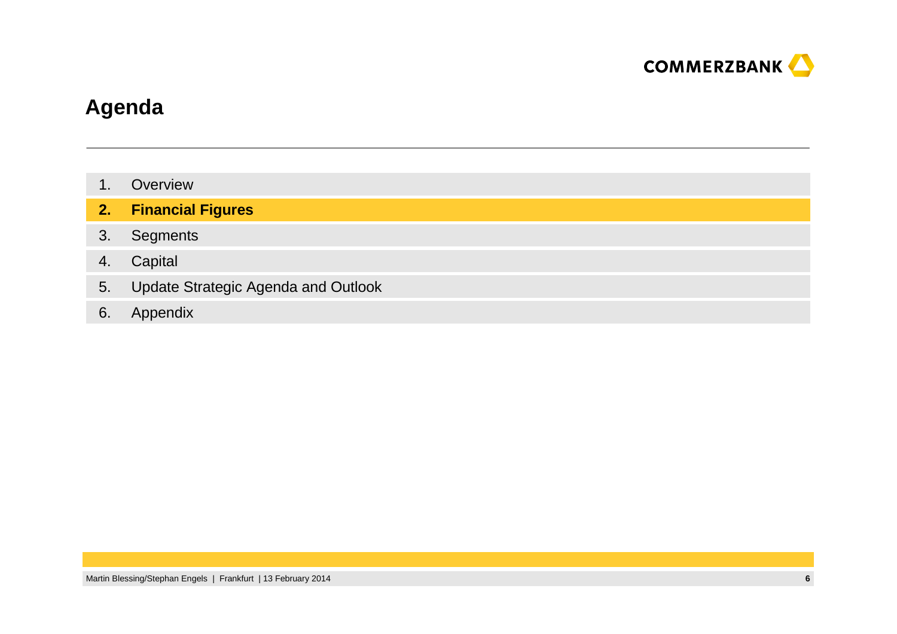# Agenda

1. Overview
2. **Financial Figures**
3. Segments
4. Capital
5. Update Strategic Agenda and Outlook
6. Appendix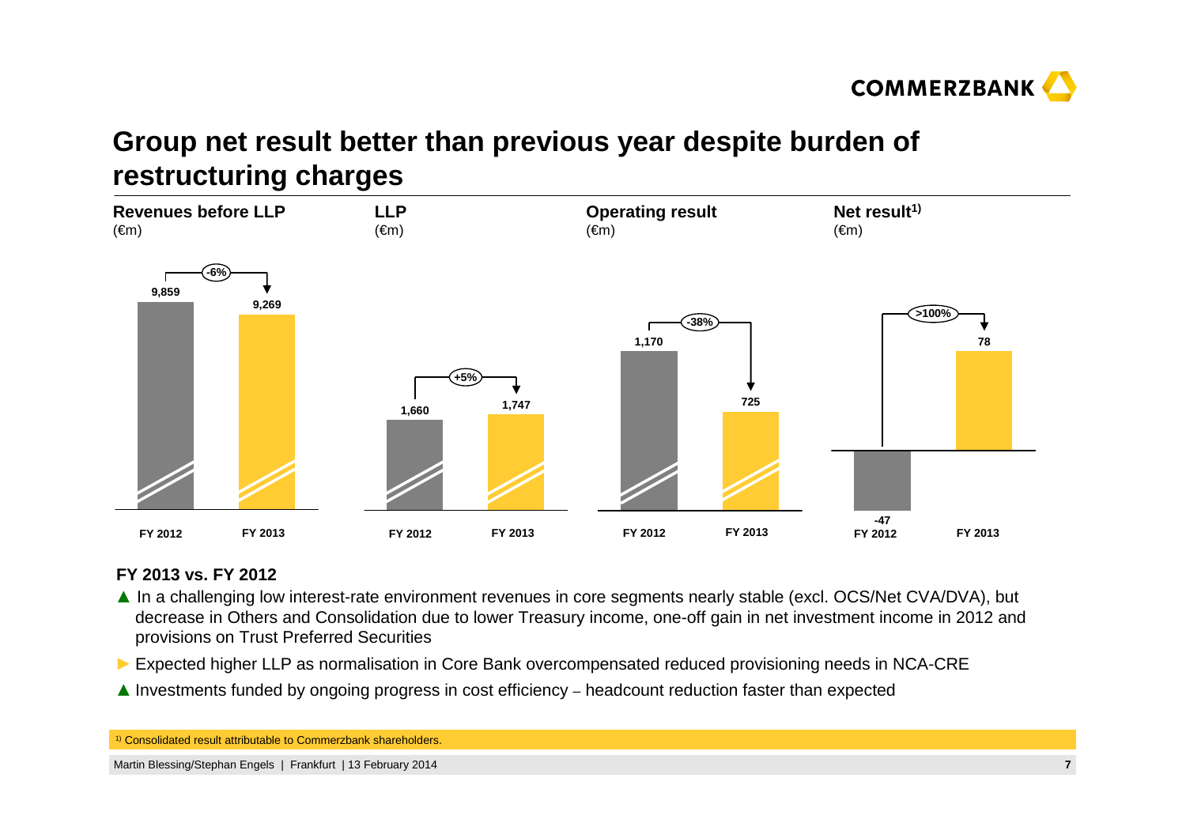# Group net result better than previous year despite burden of restructuring charges

| | Revenues before LLP (€m) | LLP (€m) | Operating result (€m) | Net result[1] (€m) |
|---|---|---|---|---|
| FY 2012 | 9,859 | 1,660 | 1,170 | -47 |
| FY 2013 | 9,269 | 1,747 | 725 | 78 |
| Change | -6% | +5% | -38% | >100% |

**FY 2013 vs. FY 2012**

- ▲ In a challenging low interest-rate environment revenues in core segments nearly stable (excl. OCS/Net CVA/DVA), but decrease in Others and Consolidation due to lower Treasury income, one-off gain in net investment income in 2012 and provisions on Trust Preferred Securities
- ► Expected higher LLP as normalisation in Core Bank overcompensated reduced provisioning needs in NCA-CRE
- ▲ Investments funded by ongoing progress in cost efficiency – headcount reduction faster than expected

[1] Consolidated result attributable to Commerzbank shareholders.

Martin Blessing/Stephan Engels | Frankfurt | 13 February 2014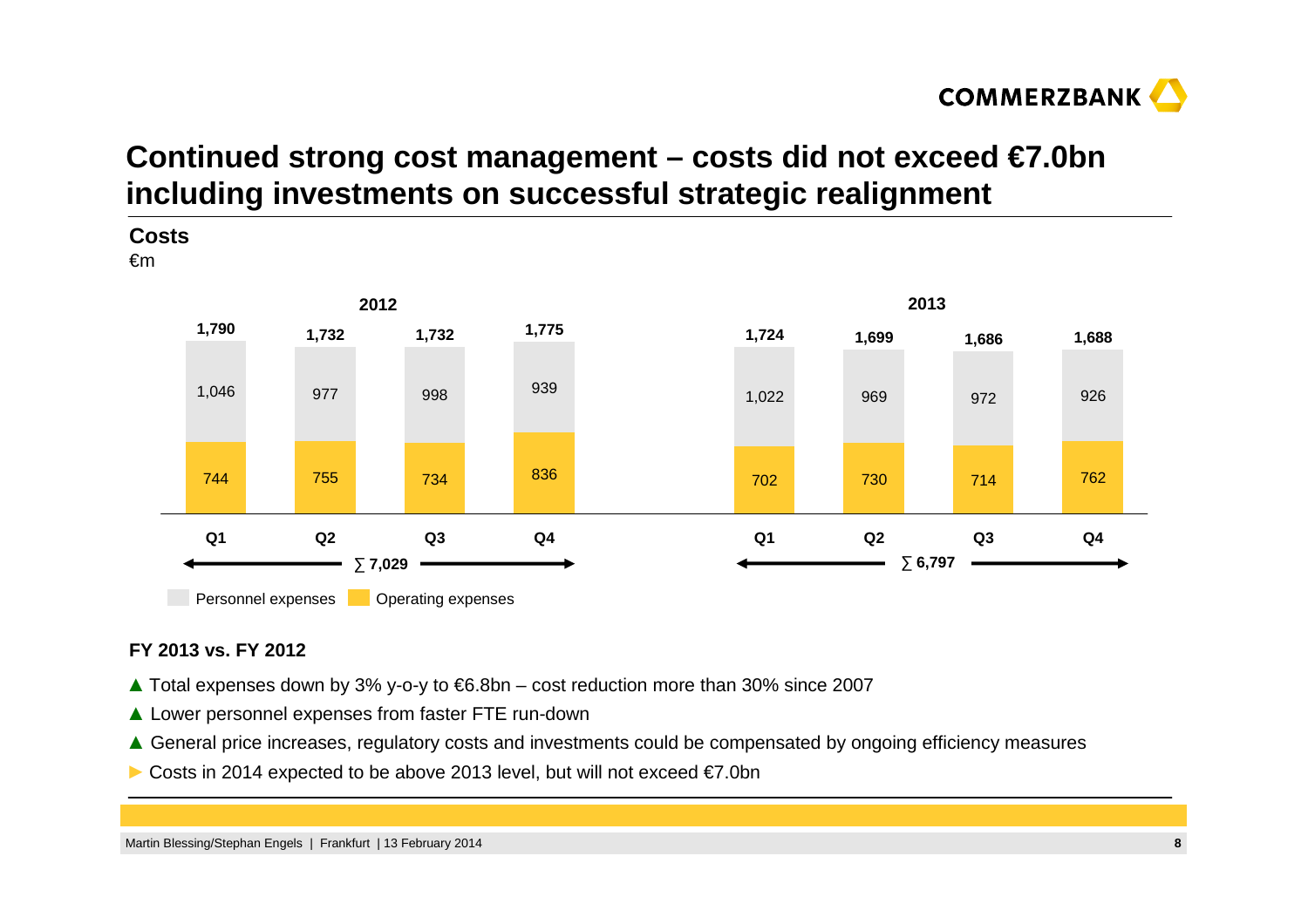# Continued strong cost management – costs did not exceed €7.0bn including investments on successful strategic realignment

**Costs**

€m

| | 2012 Q1 | 2012 Q2 | 2012 Q3 | 2012 Q4 | 2013 Q1 | 2013 Q2 | 2013 Q3 | 2013 Q4 |
|---|---|---|---|---|---|---|---|---|
| Personnel expenses | 1,046 | 977 | 998 | 939 | 1,022 | 969 | 972 | 926 |
| Operating expenses | 744 | 755 | 734 | 836 | 702 | 730 | 714 | 762 |
| **Total** | **1,790** | **1,732** | **1,732** | **1,775** | **1,724** | **1,699** | **1,686** | **1,688** |

2012: ∑ 7,029

2013: ∑ 6,797

**FY 2013 vs. FY 2012**

- ▲ Total expenses down by 3% y-o-y to €6.8bn – cost reduction more than 30% since 2007
- ▲ Lower personnel expenses from faster FTE run-down
- ▲ General price increases, regulatory costs and investments could be compensated by ongoing efficiency measures
- ► Costs in 2014 expected to be above 2013 level, but will not exceed €7.0bn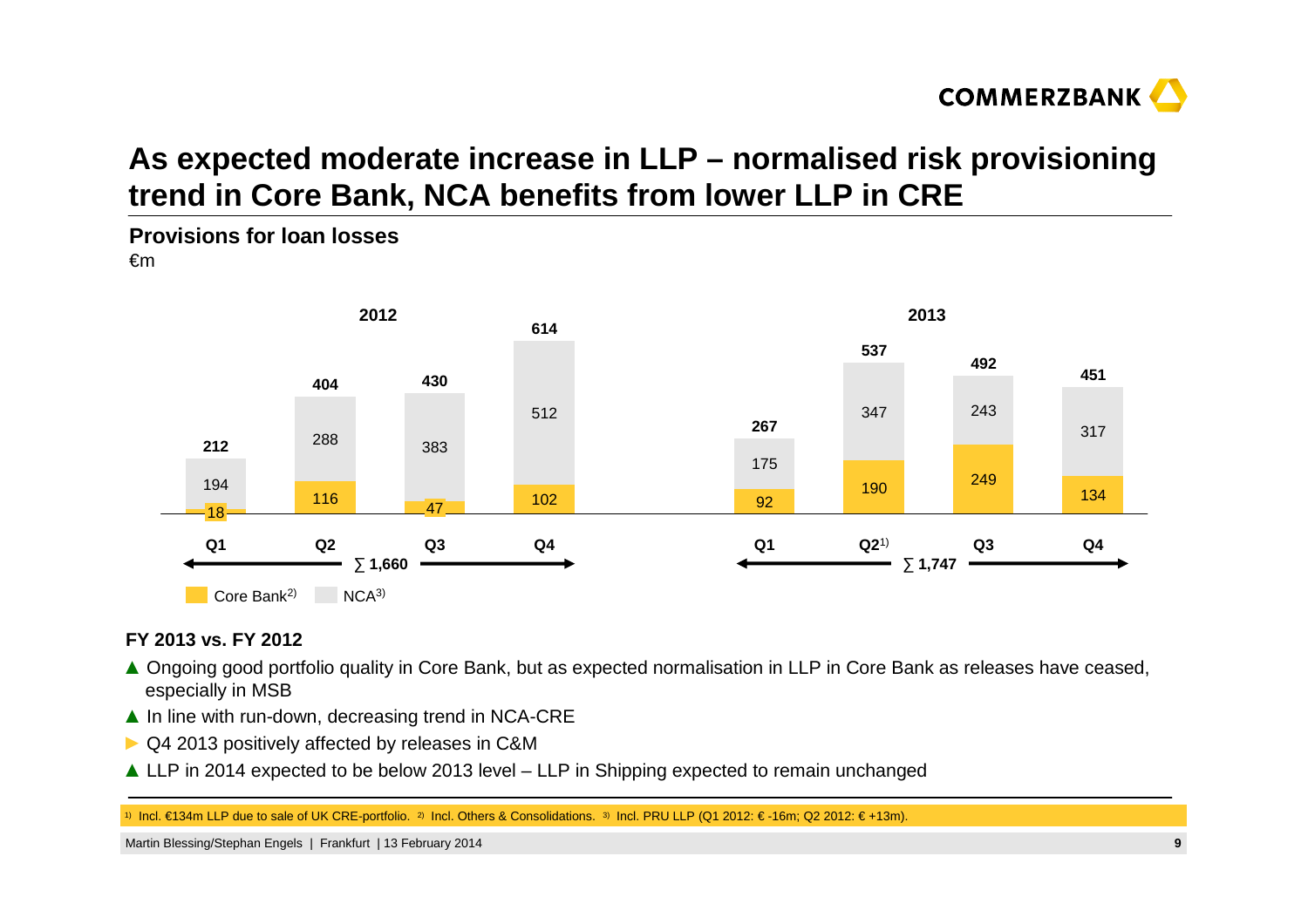# As expected moderate increase in LLP – normalised risk provisioning trend in Core Bank, NCA benefits from lower LLP in CRE

## Provisions for loan losses

€m

| | 2012 Q1 | 2012 Q2 | 2012 Q3 | 2012 Q4 | 2013 Q1 | 2013 Q2[1] | 2013 Q3 | 2013 Q4 |
|---|---|---|---|---|---|---|---|---|
| Core Bank[2] | 18 | 116 | 47 | 102 | 92 | 190 | 249 | 134 |
| NCA[3] | 194 | 288 | 383 | 512 | 175 | 347 | 243 | 317 |
| Total | 212 | 404 | 430 | 614 | 267 | 537 | 492 | 451 |

∑ 2012: 1,660 | ∑ 2013: 1,747

**FY 2013 vs. FY 2012**

- ▲ Ongoing good portfolio quality in Core Bank, but as expected normalisation in LLP in Core Bank as releases have ceased, especially in MSB
- ▲ In line with run-down, decreasing trend in NCA-CRE
- ► Q4 2013 positively affected by releases in C&M
- ▲ LLP in 2014 expected to be below 2013 level – LLP in Shipping expected to remain unchanged

[1] Incl. €134m LLP due to sale of UK CRE-portfolio. [2] Incl. Others & Consolidations. [3] Incl. PRU LLP (Q1 2012: € -16m; Q2 2012: € +13m).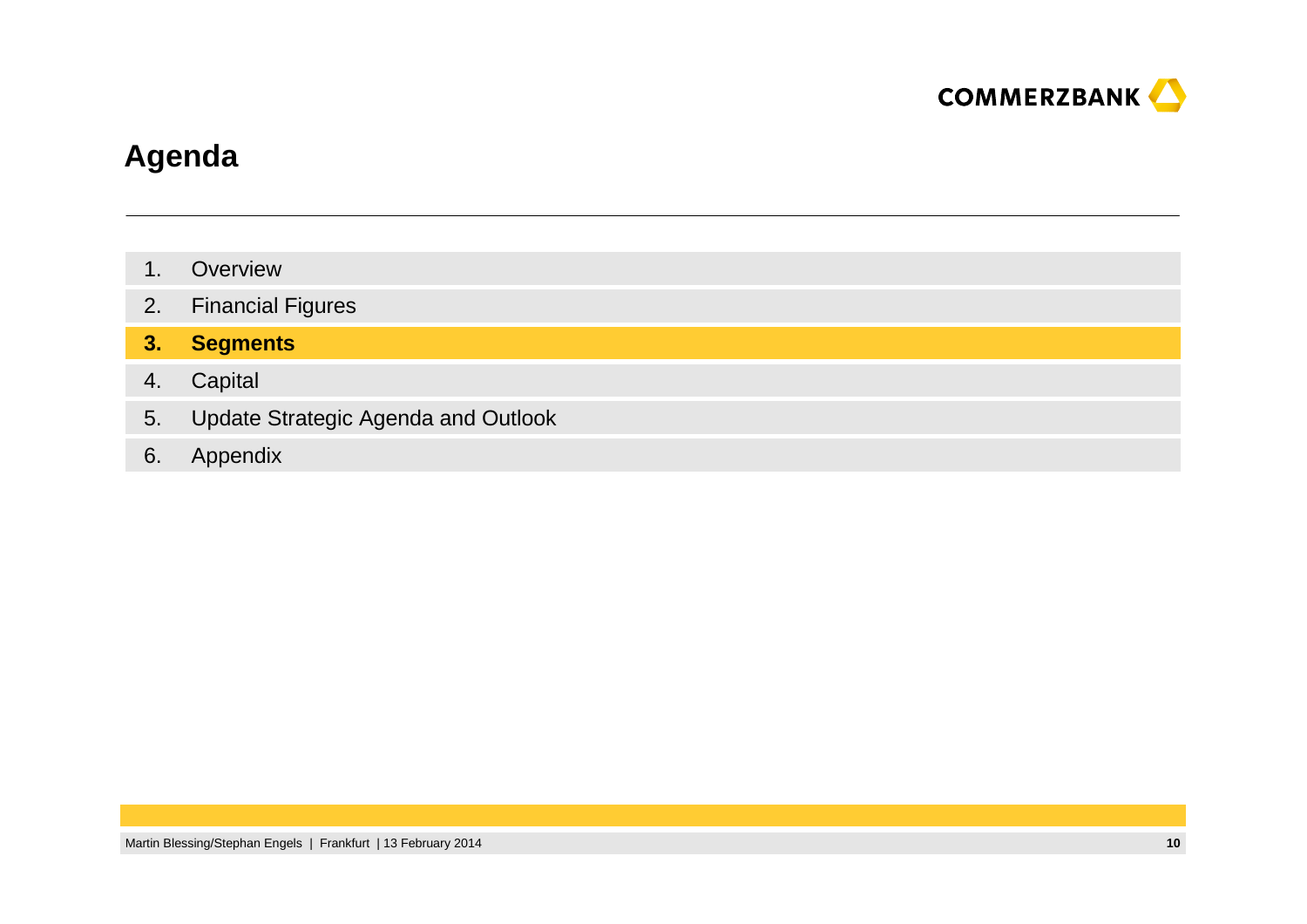# Agenda

1. Overview
2. Financial Figures
3. **Segments**
4. Capital
5. Update Strategic Agenda and Outlook
6. Appendix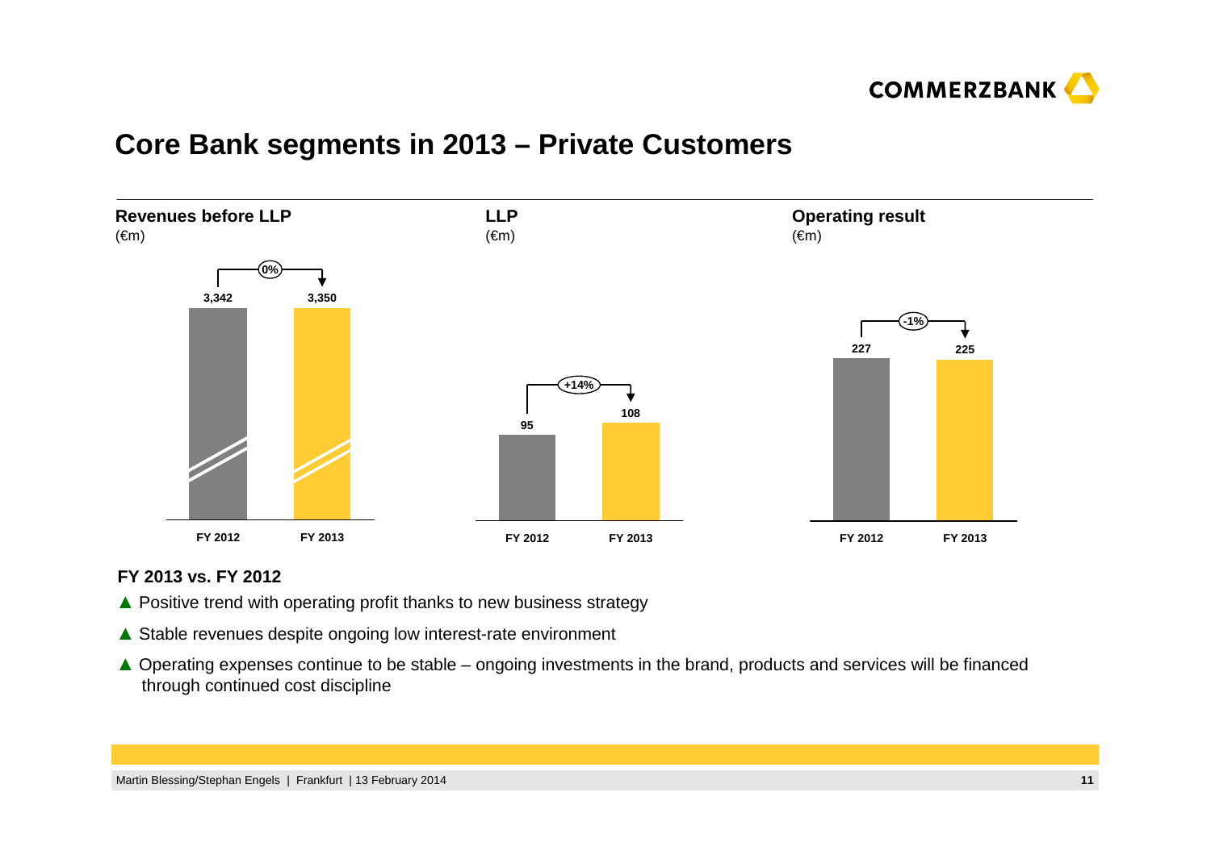# Core Bank segments in 2013 – Private Customers

**Revenues before LLP**
(€m)

| | FY 2012 | FY 2013 |
|---|---|---|
| Revenues before LLP | 3,342 | 3,350 |

Change: 0%

**LLP**
(€m)

| | FY 2012 | FY 2013 |
|---|---|---|
| LLP | 95 | 108 |

Change: +14%

**Operating result**
(€m)

| | FY 2012 | FY 2013 |
|---|---|---|
| Operating result | 227 | 225 |

Change: -1%

**FY 2013 vs. FY 2012**

- ▲ Positive trend with operating profit thanks to new business strategy
- ▲ Stable revenues despite ongoing low interest-rate environment
- ▲ Operating expenses continue to be stable – ongoing investments in the brand, products and services will be financed through continued cost discipline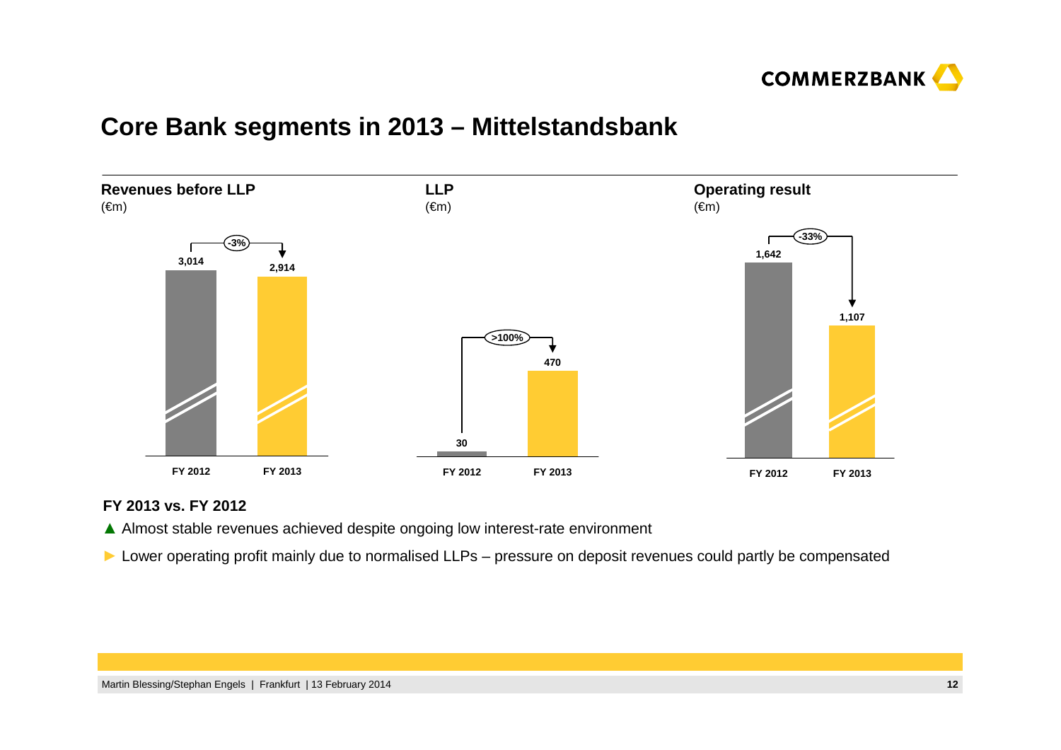# Core Bank segments in 2013 – Mittelstandsbank

**Revenues before LLP**
(€m)

| | FY 2012 | FY 2013 |
|---|---|---|
| Revenues before LLP | 3,014 | 2,914 |

Change: -3%

**LLP**
(€m)

| | FY 2012 | FY 2013 |
|---|---|---|
| LLP | 30 | 470 |

Change: >100%

**Operating result**
(€m)

| | FY 2012 | FY 2013 |
|---|---|---|
| Operating result | 1,642 | 1,107 |

Change: -33%

**FY 2013 vs. FY 2012**

- ▲ Almost stable revenues achieved despite ongoing low interest-rate environment
- ► Lower operating profit mainly due to normalised LLPs – pressure on deposit revenues could partly be compensated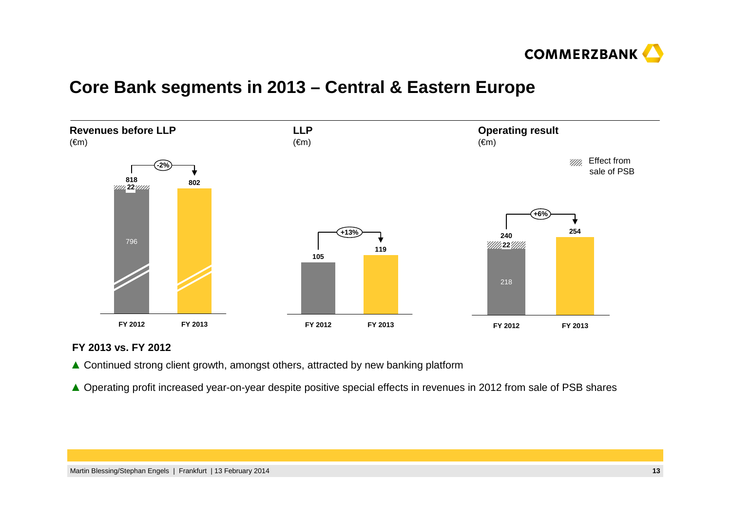# Core Bank segments in 2013 – Central & Eastern Europe

**Revenues before LLP**
(€m)

| | FY 2012 | FY 2013 |
|---|---|---|
| Revenues before LLP | 818 (796 + 22 effect from sale of PSB) | 802 |
| Change | | -2% |

**LLP**
(€m)

| | FY 2012 | FY 2013 |
|---|---|---|
| LLP | 105 | 119 |
| Change | | +13% |

**Operating result**
(€m)

| | FY 2012 | FY 2013 |
|---|---|---|
| Operating result | 240 (218 + 22 effect from sale of PSB) | 254 |
| Change | | +6% |

Effect from sale of PSB

**FY 2013 vs. FY 2012**

- ▲ Continued strong client growth, amongst others, attracted by new banking platform
- ▲ Operating profit increased year-on-year despite positive special effects in revenues in 2012 from sale of PSB shares

Martin Blessing/Stephan Engels | Frankfurt | 13 February 2014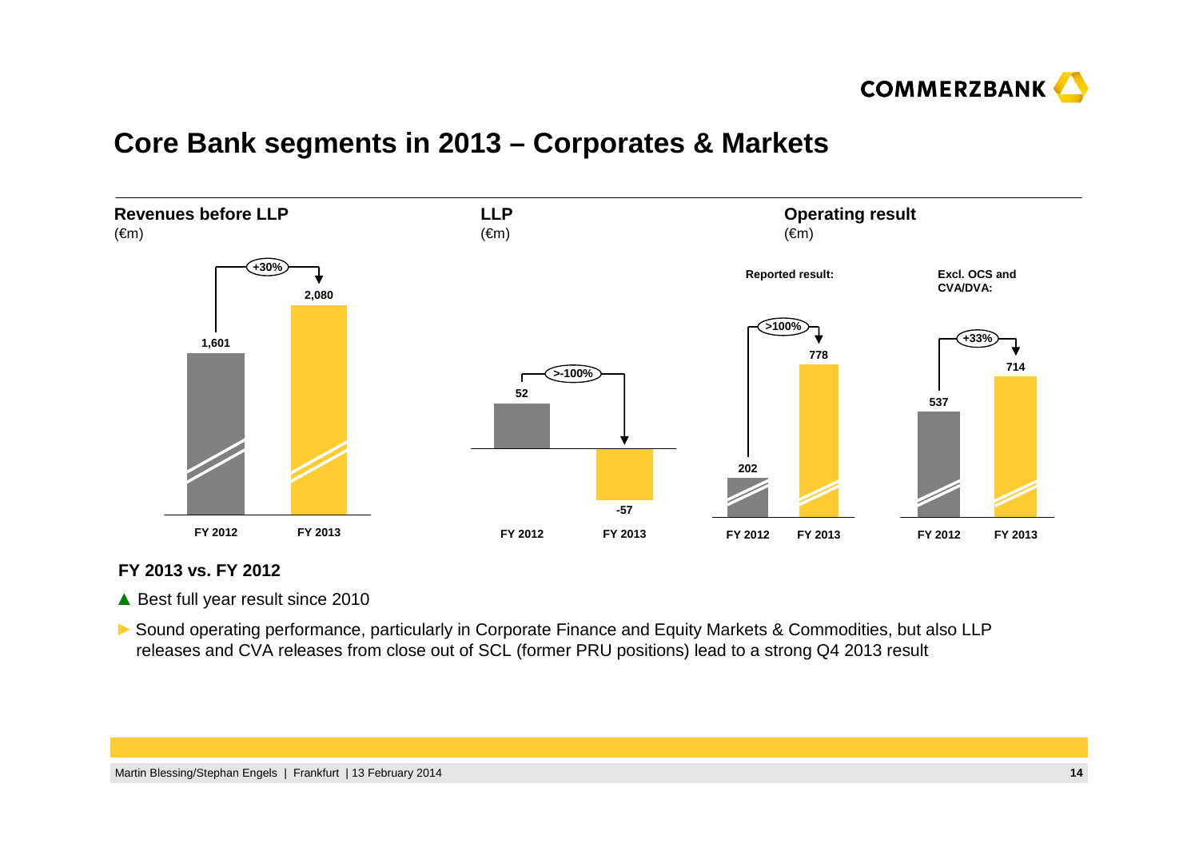# Core Bank segments in 2013 – Corporates & Markets

**Revenues before LLP**
(€m)

| | FY 2012 | FY 2013 |
|---|---|---|
| Revenues before LLP | 1,601 | 2,080 |

Change: +30%

**LLP**
(€m)

| | FY 2012 | FY 2013 |
|---|---|---|
| LLP | 52 | -57 |

Change: >-100%

**Operating result**
(€m)

| | FY 2012 | FY 2013 | Change |
|---|---|---|---|
| Reported result: | 202 | 778 | >100% |
| Excl. OCS and CVA/DVA: | 537 | 714 | +33% |

**FY 2013 vs. FY 2012**

- ▲ Best full year result since 2010
- ► Sound operating performance, particularly in Corporate Finance and Equity Markets & Commodities, but also LLP releases and CVA releases from close out of SCL (former PRU positions) lead to a strong Q4 2013 result

Martin Blessing/Stephan Engels | Frankfurt | 13 February 2014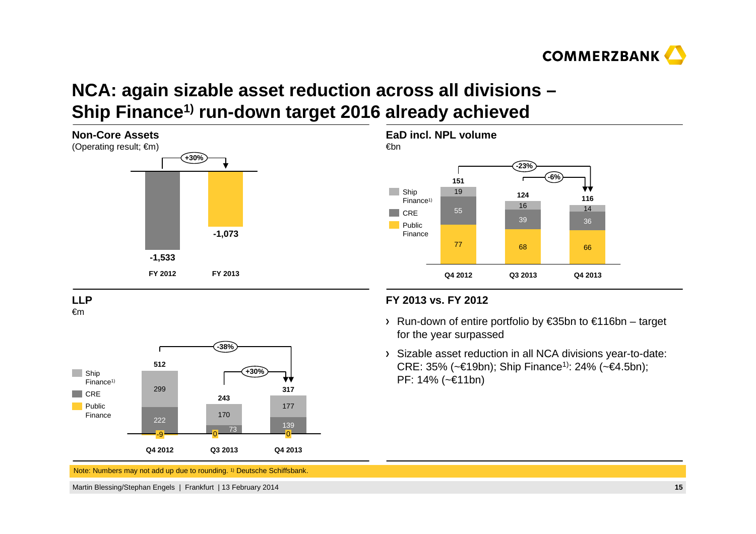# NCA: again sizable asset reduction across all divisions – Ship Finance[1] run-down target 2016 already achieved

## Non-Core Assets

(Operating result; €m)

| | FY 2012 | FY 2013 |
|---|---|---|
| Operating result | -1,533 | -1,073 |

+30%

## EaD incl. NPL volume

€bn

| | Q4 2012 | Q3 2013 | Q4 2013 |
|---|---|---|---|
| Ship Finance[1] | 19 | 16 | 14 |
| CRE | 55 | 39 | 36 |
| Public Finance | 77 | 68 | 66 |
| Total | 151 | 124 | 116 |

-23% (Q4 2012 vs. Q4 2013); -6% (Q3 2013 vs. Q4 2013)

## LLP

€m

| | Q4 2012 | Q3 2013 | Q4 2013 |
|---|---|---|---|
| Ship Finance[1] | 299 | 170 | 177 |
| CRE | 222 | 73 | 139 |
| Public Finance | -9 | 0 | 0 |
| Total | 512 | 243 | 317 |

-38% (Q4 2012 vs. Q4 2013); +30% (Q3 2013 vs. Q4 2013)

## FY 2013 vs. FY 2012

- Run-down of entire portfolio by €35bn to €116bn – target for the year surpassed
- Sizable asset reduction in all NCA divisions year-to-date: CRE: 35% (~€19bn); Ship Finance[1]: 24% (~€4.5bn); PF: 14% (~€11bn)

Note: Numbers may not add up due to rounding. [1] Deutsche Schiffsbank.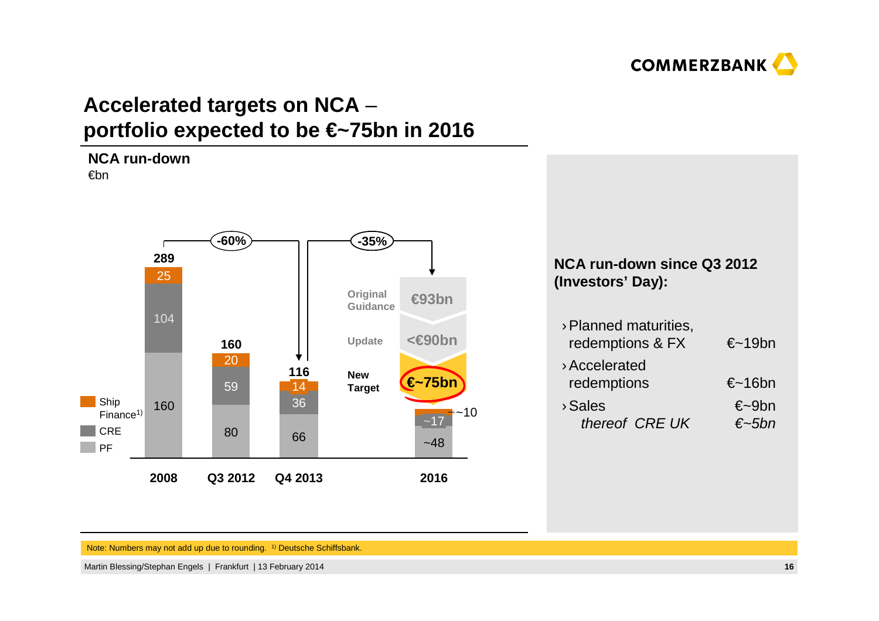# Accelerated targets on NCA – portfolio expected to be €~75bn in 2016

## NCA run-down

€bn

| | 2008 | Q3 2012 | Q4 2013 | 2016 |
|---|---|---|---|---|
| Ship Finance[1] | 25 | 20 | 14 | ~10 |
| CRE | 104 | 59 | 36 | ~17 |
| PF | 160 | 80 | 66 | ~48 |
| **Total** | **289** | **160** | **116** | |

2008 → Q4 2013: -60%

Q3 2012 → 2016: -35%

2016:
- Original Guidance: €93bn
- Update: <€90bn
- New Target: €~75bn

**NCA run-down since Q3 2012 (Investors' Day):**

- Planned maturities, redemptions & FX — €~19bn
- Accelerated redemptions — €~16bn
- Sales — €~9bn
  - *thereof CRE UK — €~5bn*

Note: Numbers may not add up due to rounding. [1] Deutsche Schiffsbank.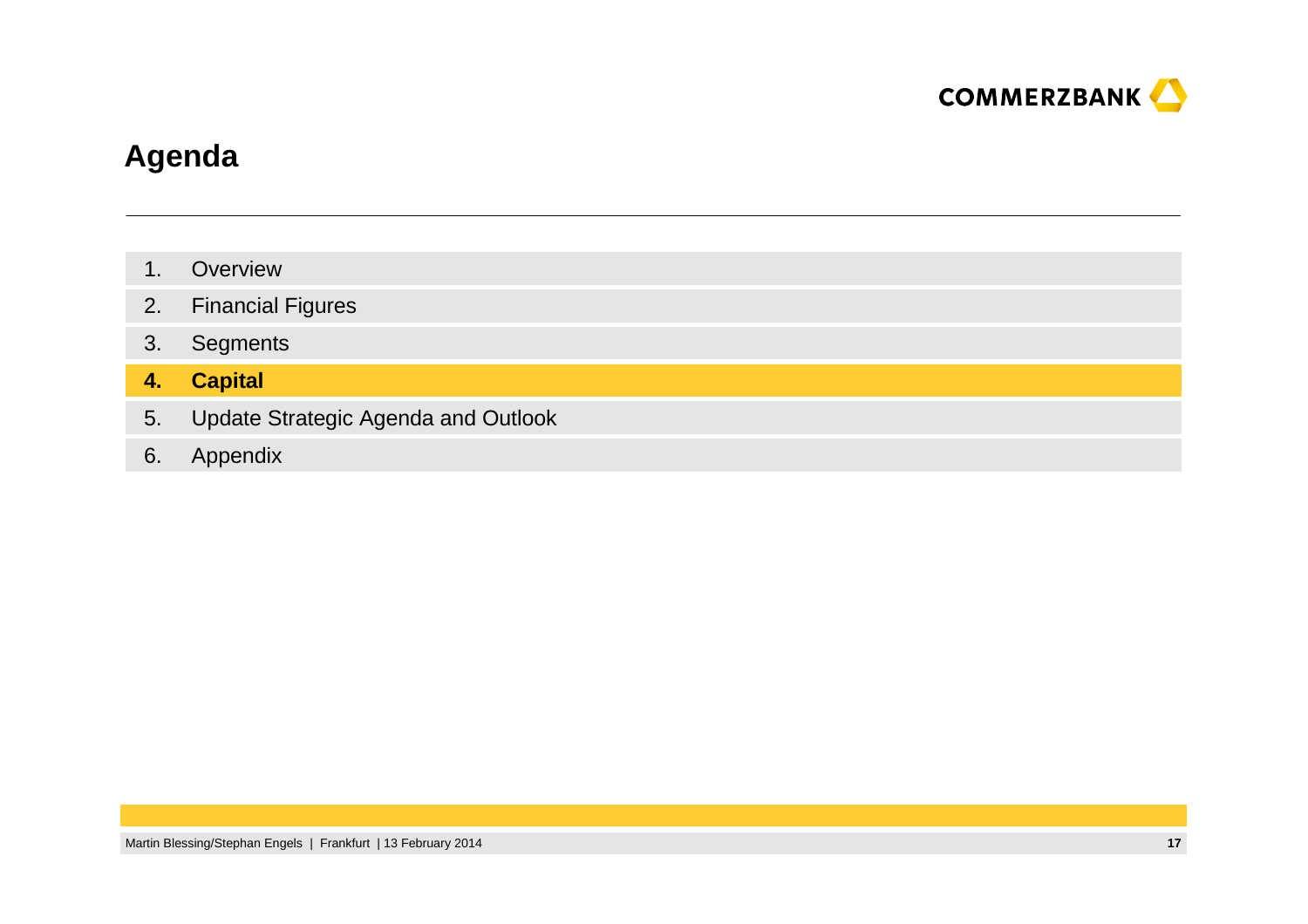# Agenda

1. Overview
2. Financial Figures
3. Segments
4. **Capital**
5. Update Strategic Agenda and Outlook
6. Appendix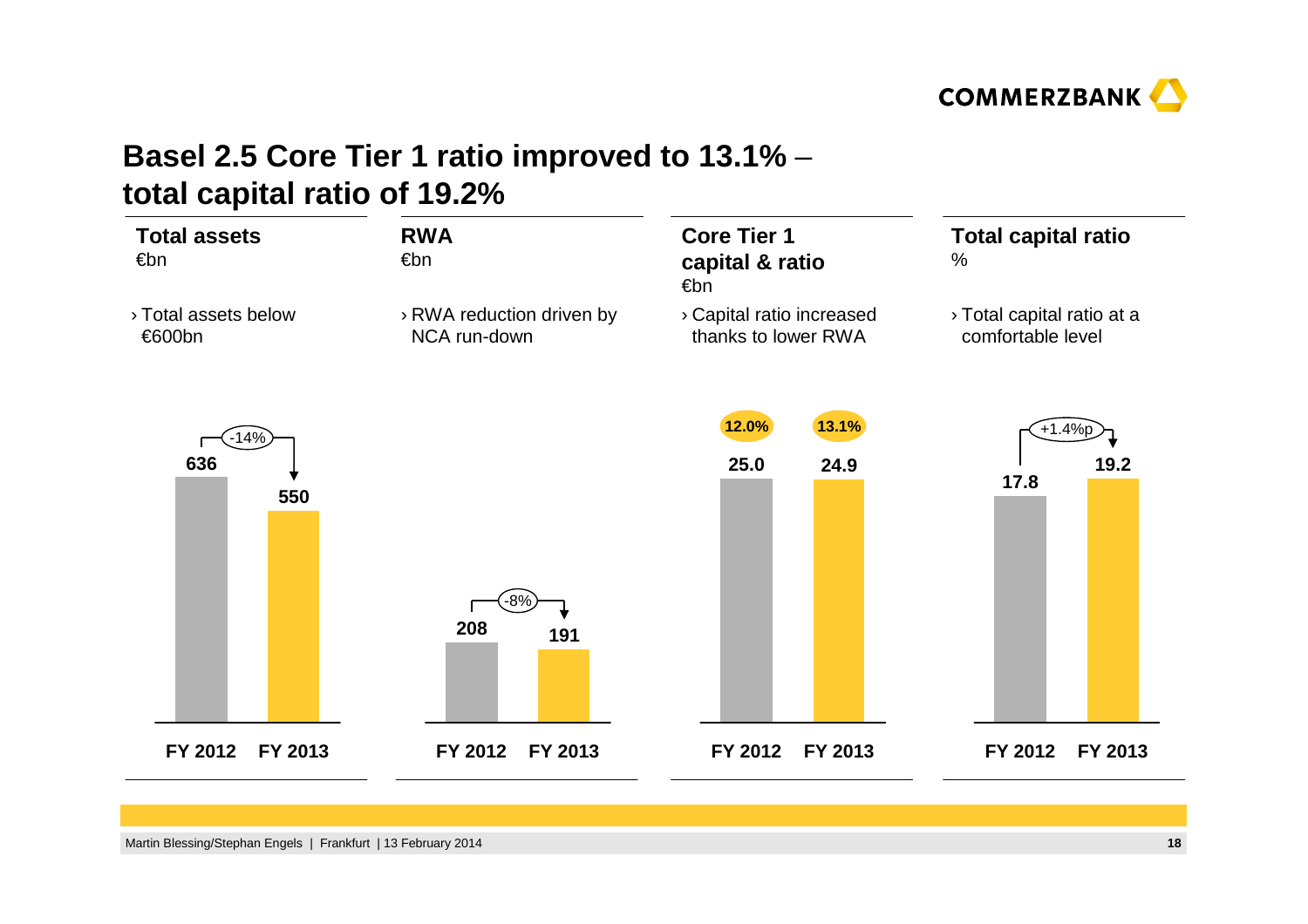# Basel 2.5 Core Tier 1 ratio improved to 13.1% – total capital ratio of 19.2%

## Total assets
€bn

› Total assets below €600bn

| | FY 2012 | FY 2013 |
|---|---|---|
| Total assets | 636 | 550 |

-14%

## RWA
€bn

› RWA reduction driven by NCA run-down

| | FY 2012 | FY 2013 |
|---|---|---|
| RWA | 208 | 191 |

-8%

## Core Tier 1 capital & ratio
€bn

› Capital ratio increased thanks to lower RWA

| | FY 2012 | FY 2013 |
|---|---|---|
| Core Tier 1 capital | 25.0 | 24.9 |
| Core Tier 1 ratio | 12.0% | 13.1% |

## Total capital ratio
%

› Total capital ratio at a comfortable level

| | FY 2012 | FY 2013 |
|---|---|---|
| Total capital ratio | 17.8 | 19.2 |

+1.4%p

Martin Blessing/Stephan Engels | Frankfurt | 13 February 2014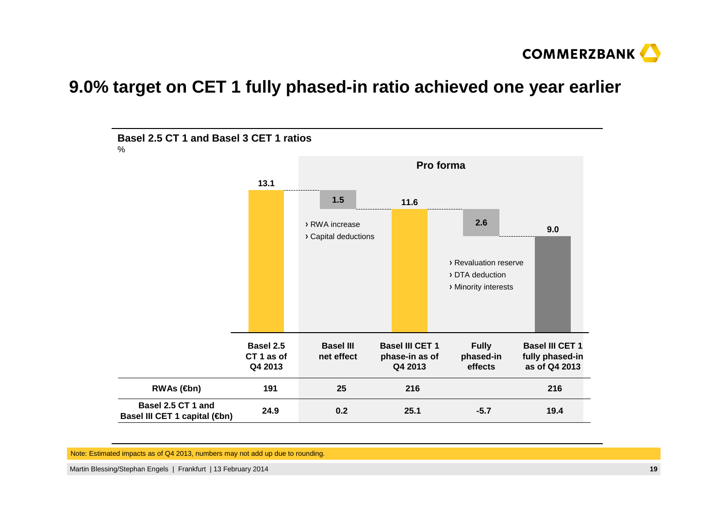# 9.0% target on CET 1 fully phased-in ratio achieved one year earlier

**Basel 2.5 CT 1 and Basel 3 CET 1 ratios**

%

**Pro forma**

| | Basel 2.5 CT 1 as of Q4 2013 | Basel III net effect | Basel III CET 1 phase-in as of Q4 2013 | Fully phased-in effects | Basel III CET 1 fully phased-in as of Q4 2013 |
|---|---|---|---|---|---|
| Ratio (%) | 13.1 | 1.5 | 11.6 | 2.6 | 9.0 |
| **RWAs (€bn)** | **191** | **25** | **216** | | **216** |
| **Basel 2.5 CT 1 and Basel III CET 1 capital (€bn)** | **24.9** | **0.2** | **25.1** | **-5.7** | **19.4** |

Basel III net effect:
- › RWA increase
- › Capital deductions

Fully phased-in effects:
- › Revaluation reserve
- › DTA deduction
- › Minority interests

Note: Estimated impacts as of Q4 2013, numbers may not add up due to rounding.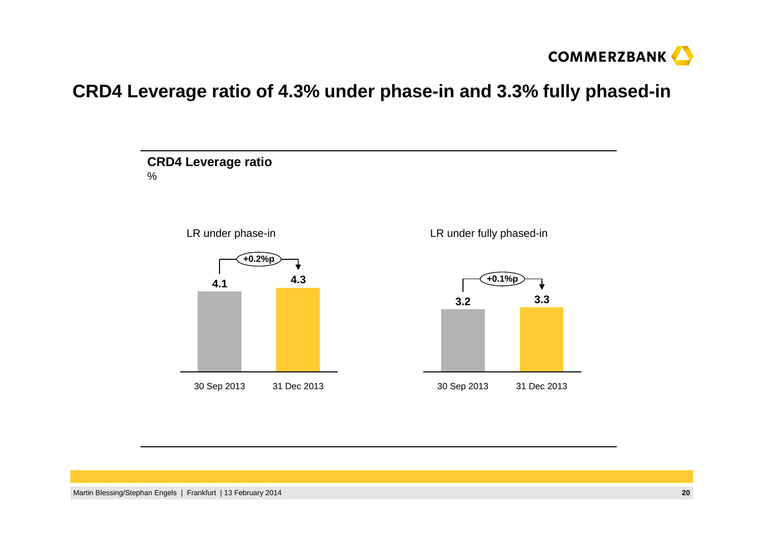# CRD4 Leverage ratio of 4.3% under phase-in and 3.3% fully phased-in

**CRD4 Leverage ratio**
%

LR under phase-in

| | 30 Sep 2013 | 31 Dec 2013 |
|---|---|---|
| LR under phase-in | 4.1 | 4.3 |

+0.2%p

LR under fully phased-in

| | 30 Sep 2013 | 31 Dec 2013 |
|---|---|---|
| LR under fully phased-in | 3.2 | 3.3 |

+0.1%p

Martin Blessing/Stephan Engels | Frankfurt | 13 February 2014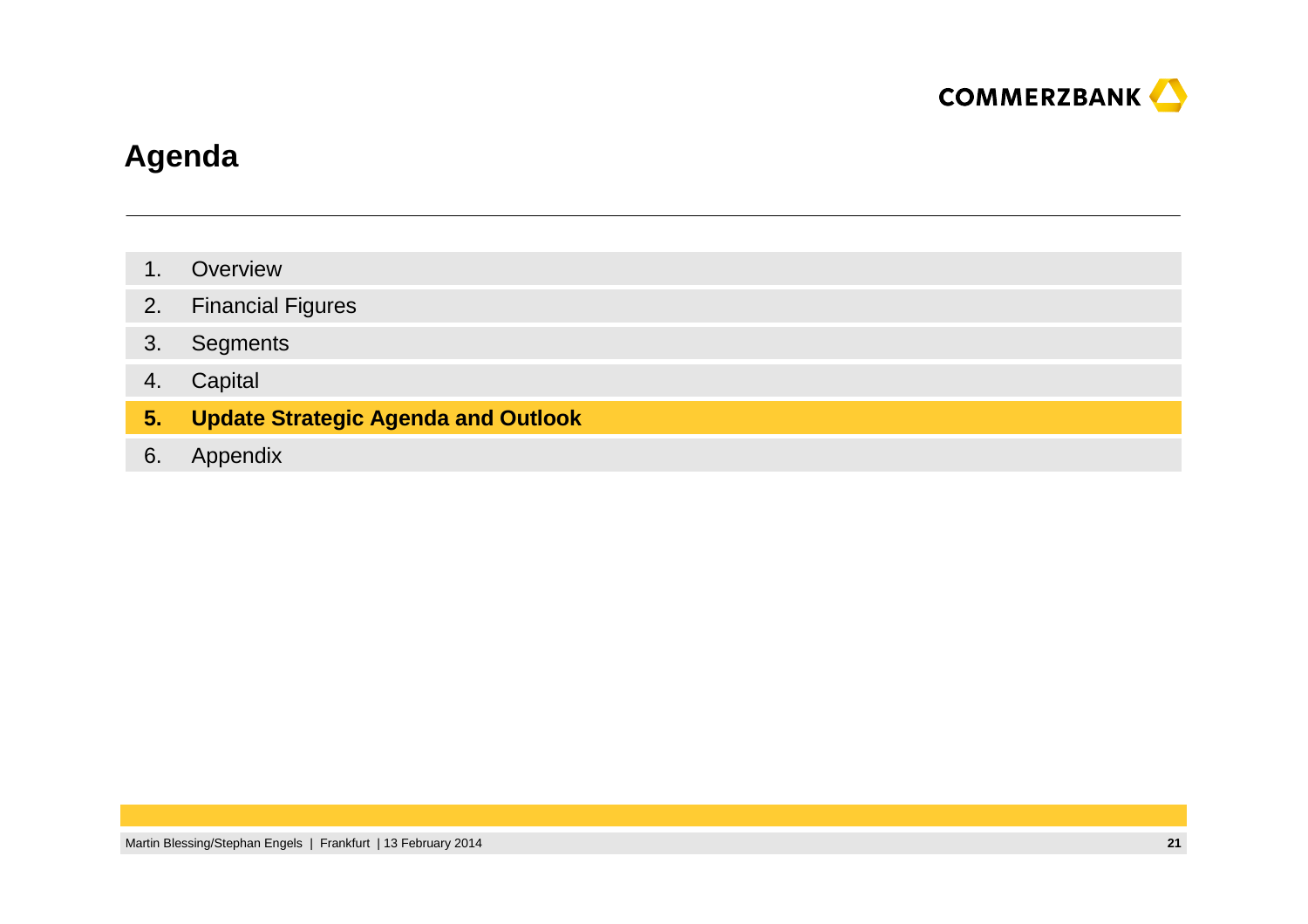# Agenda

1. Overview
2. Financial Figures
3. Segments
4. Capital
5. **Update Strategic Agenda and Outlook**
6. Appendix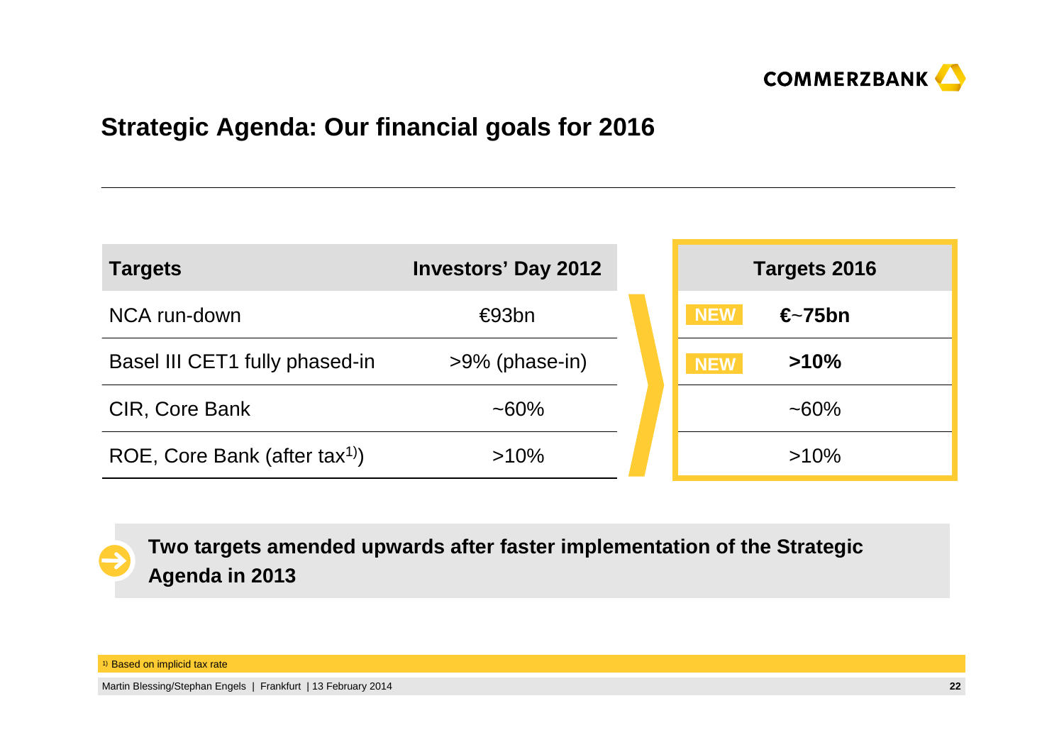# Strategic Agenda: Our financial goals for 2016

| Targets | Investors' Day 2012 | Targets 2016 |
|---|---|---|
| NCA run-down | €93bn | NEW **€~75bn** |
| Basel III CET1 fully phased-in | >9% (phase-in) | NEW **>10%** |
| CIR, Core Bank | ~60% | ~60% |
| ROE, Core Bank (after tax[1]) | >10% | >10% |

**Two targets amended upwards after faster implementation of the Strategic Agenda in 2013**

[1] Based on implicit tax rate

Martin Blessing/Stephan Engels | Frankfurt | 13 February 2014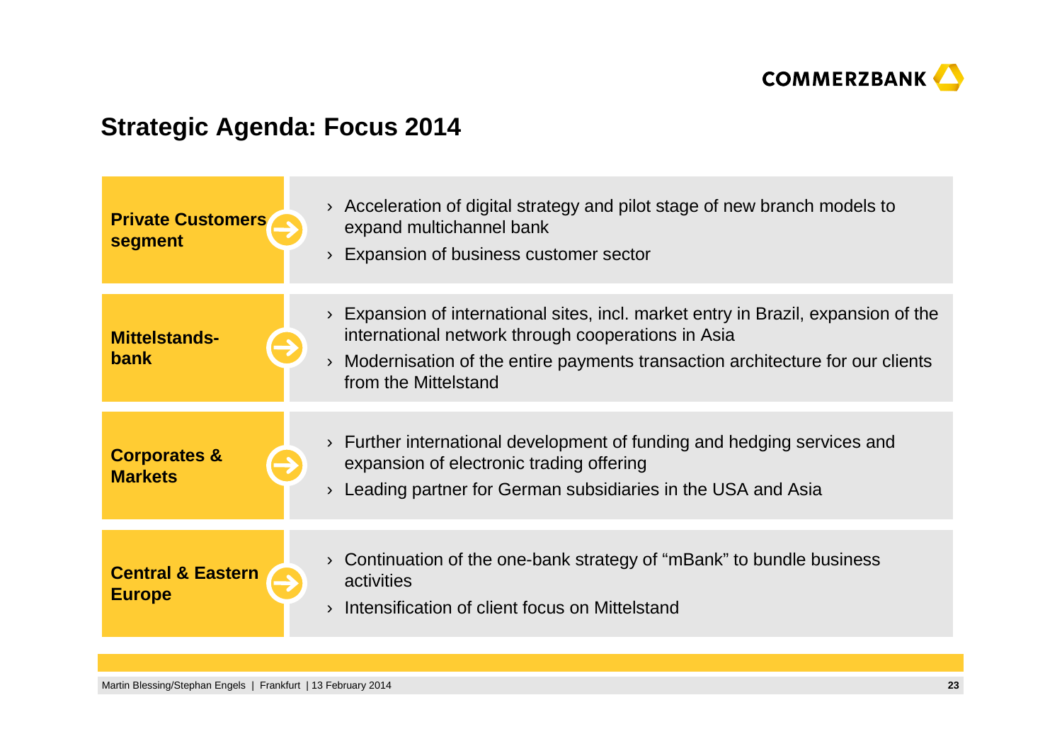## Strategic Agenda: Focus 2014

### Private Customers segment

- Acceleration of digital strategy and pilot stage of new branch models to expand multichannel bank
- Expansion of business customer sector

### Mittelstands-bank

- Expansion of international sites, incl. market entry in Brazil, expansion of the international network through cooperations in Asia
- Modernisation of the entire payments transaction architecture for our clients from the Mittelstand

### Corporates & Markets

- Further international development of funding and hedging services and expansion of electronic trading offering
- Leading partner for German subsidiaries in the USA and Asia

### Central & Eastern Europe

- Continuation of the one-bank strategy of "mBank" to bundle business activities
- Intensification of client focus on Mittelstand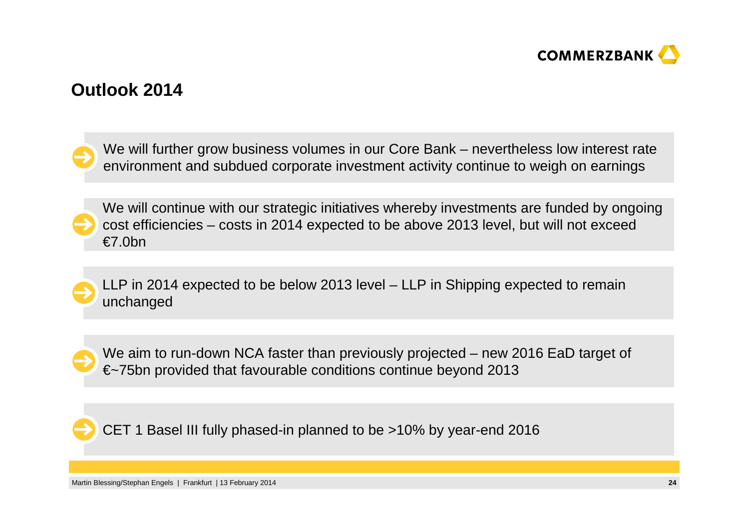# Outlook 2014

- We will further grow business volumes in our Core Bank – nevertheless low interest rate environment and subdued corporate investment activity continue to weigh on earnings

- We will continue with our strategic initiatives whereby investments are funded by ongoing cost efficiencies – costs in 2014 expected to be above 2013 level, but will not exceed €7.0bn

- LLP in 2014 expected to be below 2013 level – LLP in Shipping expected to remain unchanged

- We aim to run-down NCA faster than previously projected – new 2016 EaD target of €~75bn provided that favourable conditions continue beyond 2013

- CET 1 Basel III fully phased-in planned to be >10% by year-end 2016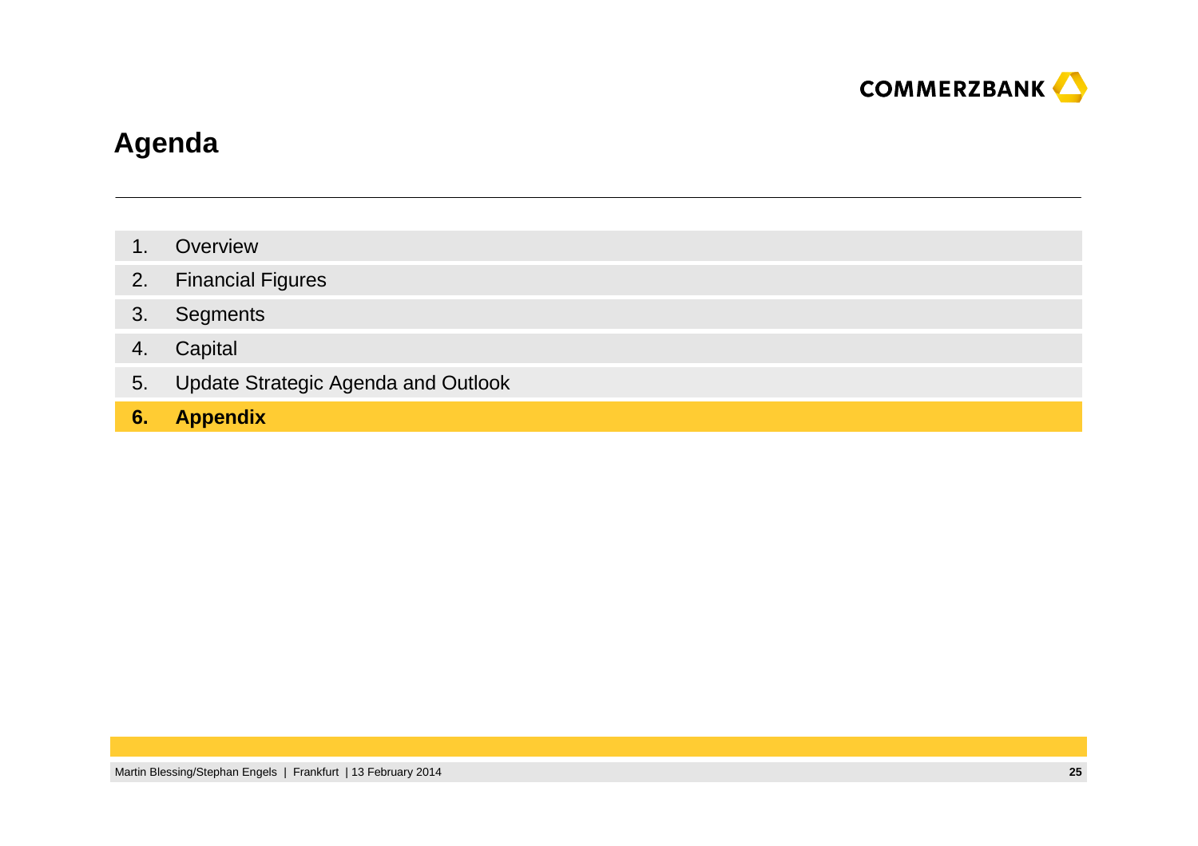# Agenda

1. Overview
2. Financial Figures
3. Segments
4. Capital
5. Update Strategic Agenda and Outlook
6. **Appendix**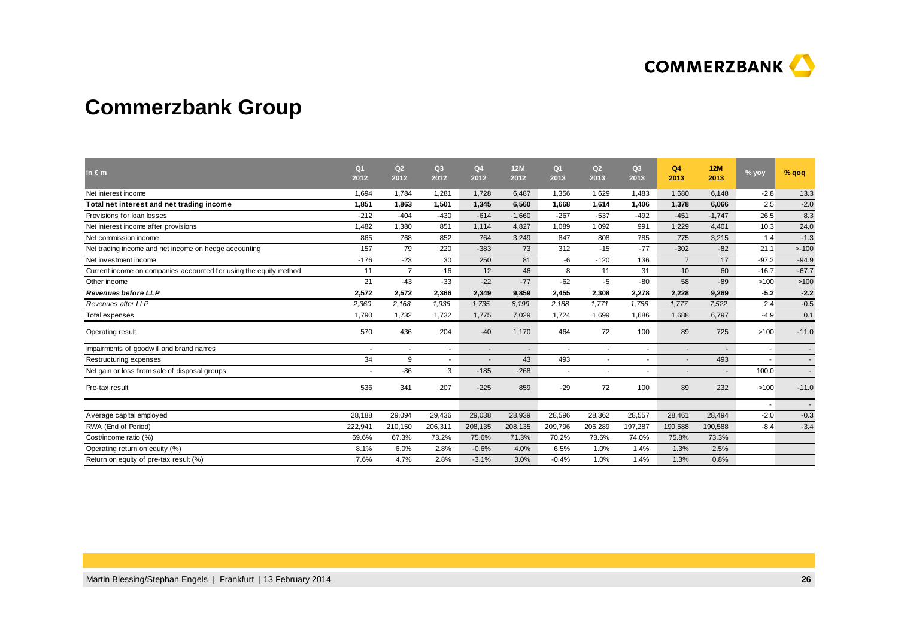# Commerzbank Group

| in € m | Q1 2012 | Q2 2012 | Q3 2012 | Q4 2012 | 12M 2012 | Q1 2013 | Q2 2013 | Q3 2013 | Q4 2013 | 12M 2013 | % yoy | % qoq |
|---|---|---|---|---|---|---|---|---|---|---|---|---|
| Net interest income | 1,694 | 1,784 | 1,281 | 1,728 | 6,487 | 1,356 | 1,629 | 1,483 | 1,680 | 6,148 | -2.8 | 13.3 |
| **Total net interest and net trading income** | **1,851** | **1,863** | **1,501** | **1,345** | **6,560** | **1,668** | **1,614** | **1,406** | **1,378** | **6,066** | 2.5 | -2.0 |
| Provisions for loan losses | -212 | -404 | -430 | -614 | -1,660 | -267 | -537 | -492 | -451 | -1,747 | 26.5 | 8.3 |
| Net interest income after provisions | 1,482 | 1,380 | 851 | 1,114 | 4,827 | 1,089 | 1,092 | 991 | 1,229 | 4,401 | 10.3 | 24.0 |
| Net commission income | 865 | 768 | 852 | 764 | 3,249 | 847 | 808 | 785 | 775 | 3,215 | 1.4 | -1.3 |
| Net trading income and net income on hedge accounting | 157 | 79 | 220 | -383 | 73 | 312 | -15 | -77 | -302 | -82 | 21.1 | >-100 |
| Net investment income | -176 | -23 | 30 | 250 | 81 | -6 | -120 | 136 | 7 | 17 | -97.2 | -94.9 |
| Current income on companies accounted for using the equity method | 11 | 7 | 16 | 12 | 46 | 8 | 11 | 31 | 10 | 60 | -16.7 | -67.7 |
| Other income | 21 | -43 | -33 | -22 | -77 | -62 | -5 | -80 | 58 | -89 | >100 | >100 |
| ***Revenues before LLP*** | **2,572** | **2,572** | **2,366** | **2,349** | **9,859** | **2,455** | **2,308** | **2,278** | **2,228** | **9,269** | **-5.2** | **-2.2** |
| *Revenues after LLP* | *2,360* | *2,168* | *1,936* | *1,735* | *8,199* | *2,188* | *1,771* | *1,786* | *1,777* | *7,522* | 2.4 | -0.5 |
| Total expenses | 1,790 | 1,732 | 1,732 | 1,775 | 7,029 | 1,724 | 1,699 | 1,686 | 1,688 | 6,797 | -4.9 | 0.1 |
| Operating result | 570 | 436 | 204 | -40 | 1,170 | 464 | 72 | 100 | 89 | 725 | >100 | -11.0 |
| Impairments of goodwill and brand names | - | - | - | - | - | - | - | - | - | - | - | - |
| Restructuring expenses | 34 | 9 | - | - | 43 | 493 | - | - | - | 493 | - | - |
| Net gain or loss from sale of disposal groups | - | -86 | 3 | -185 | -268 | - | - | - | - | - | 100.0 | - |
| Pre-tax result | 536 | 341 | 207 | -225 | 859 | -29 | 72 | 100 | 89 | 232 | >100 | -11.0 |
| | | | | | | | | | | | - | - |
| Average capital employed | 28,188 | 29,094 | 29,436 | 29,038 | 28,939 | 28,596 | 28,362 | 28,557 | 28,461 | 28,494 | -2.0 | -0.3 |
| RWA (End of Period) | 222,941 | 210,150 | 206,311 | 208,135 | 208,135 | 209,796 | 206,289 | 197,287 | 190,588 | 190,588 | -8.4 | -3.4 |
| Cost/income ratio (%) | 69.6% | 67.3% | 73.2% | 75.6% | 71.3% | 70.2% | 73.6% | 74.0% | 75.8% | 73.3% | | |
| Operating return on equity (%) | 8.1% | 6.0% | 2.8% | -0.6% | 4.0% | 6.5% | 1.0% | 1.4% | 1.3% | 2.5% | | |
| Return on equity of pre-tax result (%) | 7.6% | 4.7% | 2.8% | -3.1% | 3.0% | -0.4% | 1.0% | 1.4% | 1.3% | 0.8% | | |

Martin Blessing/Stephan Engels | Frankfurt | 13 February 2014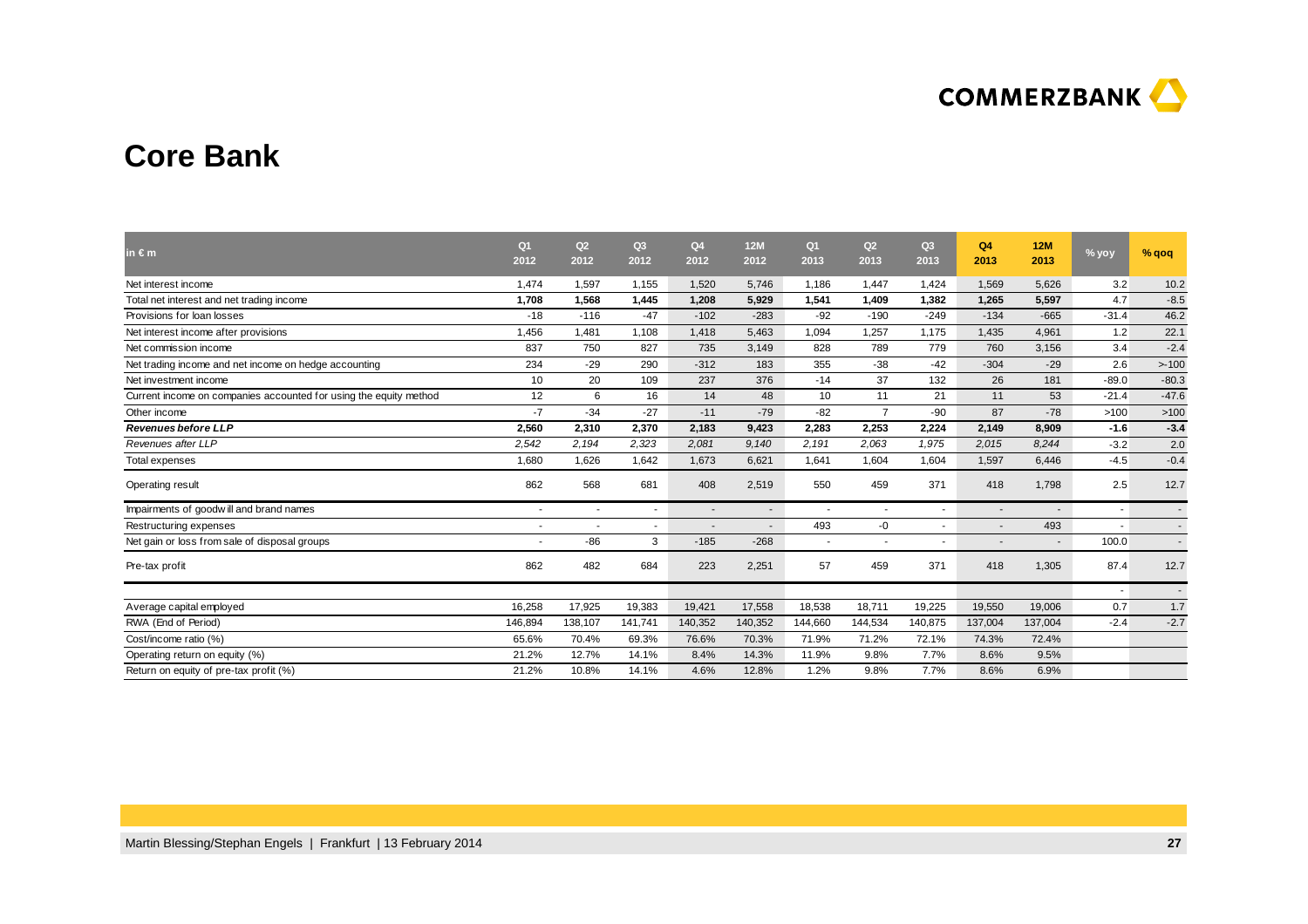# Core Bank

| in € m | Q1 2012 | Q2 2012 | Q3 2012 | Q4 2012 | 12M 2012 | Q1 2013 | Q2 2013 | Q3 2013 | Q4 2013 | 12M 2013 | % yoy | % qoq |
|---|---|---|---|---|---|---|---|---|---|---|---|---|
| Net interest income | 1,474 | 1,597 | 1,155 | 1,520 | 5,746 | 1,186 | 1,447 | 1,424 | 1,569 | 5,626 | 3.2 | 10.2 |
| Total net interest and net trading income | **1,708** | **1,568** | **1,445** | **1,208** | **5,929** | **1,541** | **1,409** | **1,382** | **1,265** | **5,597** | 4.7 | -8.5 |
| Provisions for loan losses | -18 | -116 | -47 | -102 | -283 | -92 | -190 | -249 | -134 | -665 | -31.4 | 46.2 |
| Net interest income after provisions | 1,456 | 1,481 | 1,108 | 1,418 | 5,463 | 1,094 | 1,257 | 1,175 | 1,435 | 4,961 | 1.2 | 22.1 |
| Net commission income | 837 | 750 | 827 | 735 | 3,149 | 828 | 789 | 779 | 760 | 3,156 | 3.4 | -2.4 |
| Net trading income and net income on hedge accounting | 234 | -29 | 290 | -312 | 183 | 355 | -38 | -42 | -304 | -29 | 2.6 | >-100 |
| Net investment income | 10 | 20 | 109 | 237 | 376 | -14 | 37 | 132 | 26 | 181 | -89.0 | -80.3 |
| Current income on companies accounted for using the equity method | 12 | 6 | 16 | 14 | 48 | 10 | 11 | 21 | 11 | 53 | -21.4 | -47.6 |
| Other income | -7 | -34 | -27 | -11 | -79 | -82 | 7 | -90 | 87 | -78 | >100 | >100 |
| ***Revenues before LLP*** | **2,560** | **2,310** | **2,370** | **2,183** | **9,423** | **2,283** | **2,253** | **2,224** | **2,149** | **8,909** | **-1.6** | **-3.4** |
| *Revenues after LLP* | *2,542* | *2,194* | *2,323* | *2,081* | *9,140* | *2,191* | *2,063* | *1,975* | *2,015* | *8,244* | -3.2 | 2.0 |
| Total expenses | 1,680 | 1,626 | 1,642 | 1,673 | 6,621 | 1,641 | 1,604 | 1,604 | 1,597 | 6,446 | -4.5 | -0.4 |
| Operating result | 862 | 568 | 681 | 408 | 2,519 | 550 | 459 | 371 | 418 | 1,798 | 2.5 | 12.7 |
| Impairments of goodwill and brand names | - | - | - | - | - | - | - | - | - | - | - | - |
| Restructuring expenses | - | - | - | - | - | 493 | -0 | - | - | 493 | - | - |
| Net gain or loss from sale of disposal groups | - | -86 | 3 | -185 | -268 | - | - | - | - | - | 100.0 | - |
| Pre-tax profit | 862 | 482 | 684 | 223 | 2,251 | 57 | 459 | 371 | 418 | 1,305 | 87.4 | 12.7 |
| | | | | | | | | | | | - | - |
| Average capital employed | 16,258 | 17,925 | 19,383 | 19,421 | 17,558 | 18,538 | 18,711 | 19,225 | 19,550 | 19,006 | 0.7 | 1.7 |
| RWA (End of Period) | 146,894 | 138,107 | 141,741 | 140,352 | 140,352 | 144,660 | 144,534 | 140,875 | 137,004 | 137,004 | -2.4 | -2.7 |
| Cost/income ratio (%) | 65.6% | 70.4% | 69.3% | 76.6% | 70.3% | 71.9% | 71.2% | 72.1% | 74.3% | 72.4% | | |
| Operating return on equity (%) | 21.2% | 12.7% | 14.1% | 8.4% | 14.3% | 11.9% | 9.8% | 7.7% | 8.6% | 9.5% | | |
| Return on equity of pre-tax profit (%) | 21.2% | 10.8% | 14.1% | 4.6% | 12.8% | 1.2% | 9.8% | 7.7% | 8.6% | 6.9% | | |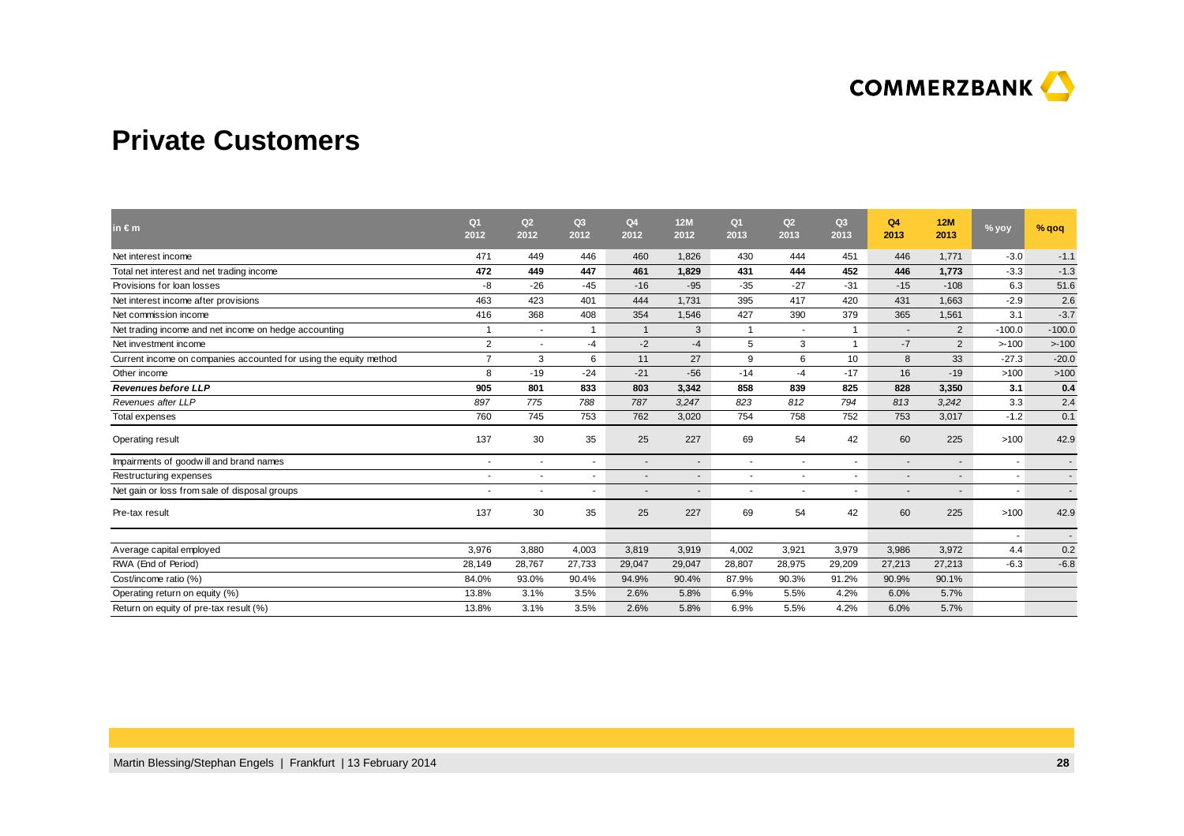# Private Customers

| in € m | Q1 2012 | Q2 2012 | Q3 2012 | Q4 2012 | 12M 2012 | Q1 2013 | Q2 2013 | Q3 2013 | Q4 2013 | 12M 2013 | % yoy | % qoq |
|---|---|---|---|---|---|---|---|---|---|---|---|---|
| Net interest income | 471 | 449 | 446 | 460 | 1,826 | 430 | 444 | 451 | 446 | 1,771 | -3.0 | -1.1 |
| **Total net interest and net trading income** | **472** | **449** | **447** | **461** | **1,829** | **431** | **444** | **452** | **446** | **1,773** | -3.3 | -1.3 |
| Provisions for loan losses | -8 | -26 | -45 | -16 | -95 | -35 | -27 | -31 | -15 | -108 | 6.3 | 51.6 |
| Net interest income after provisions | 463 | 423 | 401 | 444 | 1,731 | 395 | 417 | 420 | 431 | 1,663 | -2.9 | 2.6 |
| Net commission income | 416 | 368 | 408 | 354 | 1,546 | 427 | 390 | 379 | 365 | 1,561 | 3.1 | -3.7 |
| Net trading income and net income on hedge accounting | 1 | - | 1 | 1 | 3 | 1 | - | 1 | - | 2 | -100.0 | -100.0 |
| Net investment income | 2 | - | -4 | -2 | -4 | 5 | 3 | 1 | -7 | 2 | >-100 | >-100 |
| Current income on companies accounted for using the equity method | 7 | 3 | 6 | 11 | 27 | 9 | 6 | 10 | 8 | 33 | -27.3 | -20.0 |
| Other income | 8 | -19 | -24 | -21 | -56 | -14 | -4 | -17 | 16 | -19 | >100 | >100 |
| ***Revenues before LLP*** | **905** | **801** | **833** | **803** | **3,342** | **858** | **839** | **825** | **828** | **3,350** | **3.1** | **0.4** |
| *Revenues after LLP* | *897* | *775* | *788* | *787* | *3,247* | *823* | *812* | *794* | *813* | *3,242* | 3.3 | 2.4 |
| Total expenses | 760 | 745 | 753 | 762 | 3,020 | 754 | 758 | 752 | 753 | 3,017 | -1.2 | 0.1 |
| Operating result | 137 | 30 | 35 | 25 | 227 | 69 | 54 | 42 | 60 | 225 | >100 | 42.9 |
| Impairments of goodwill and brand names | - | - | - | - | - | - | - | - | - | - | - | - |
| Restructuring expenses | - | - | - | - | - | - | - | - | - | - | - | - |
| Net gain or loss from sale of disposal groups | - | - | - | - | - | - | - | - | - | - | - | - |
| Pre-tax result | 137 | 30 | 35 | 25 | 227 | 69 | 54 | 42 | 60 | 225 | >100 | 42.9 |
| | | | | | | | | | | | - | - |
| Average capital employed | 3,976 | 3,880 | 4,003 | 3,819 | 3,919 | 4,002 | 3,921 | 3,979 | 3,986 | 3,972 | 4.4 | 0.2 |
| RWA (End of Period) | 28,149 | 28,767 | 27,733 | 29,047 | 29,047 | 28,807 | 28,975 | 29,209 | 27,213 | 27,213 | -6.3 | -6.8 |
| Cost/income ratio (%) | 84.0% | 93.0% | 90.4% | 94.9% | 90.4% | 87.9% | 90.3% | 91.2% | 90.9% | 90.1% | | |
| Operating return on equity (%) | 13.8% | 3.1% | 3.5% | 2.6% | 5.8% | 6.9% | 5.5% | 4.2% | 6.0% | 5.7% | | |
| Return on equity of pre-tax result (%) | 13.8% | 3.1% | 3.5% | 2.6% | 5.8% | 6.9% | 5.5% | 4.2% | 6.0% | 5.7% | | |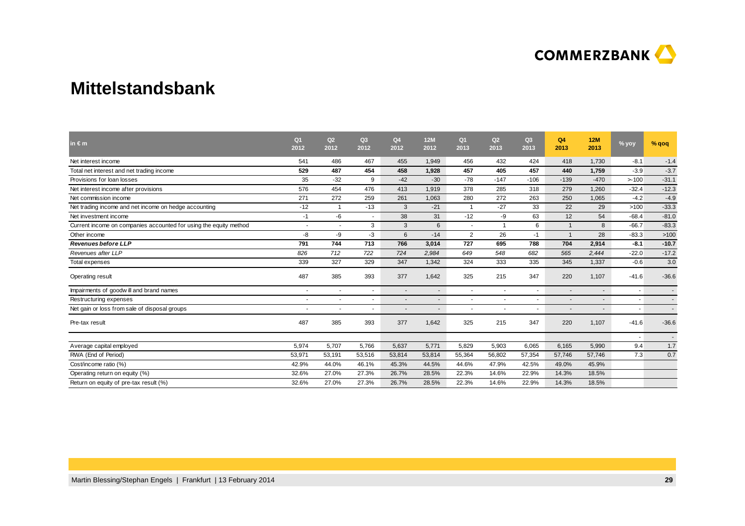# Mittelstandsbank

| in € m | Q1 2012 | Q2 2012 | Q3 2012 | Q4 2012 | 12M 2012 | Q1 2013 | Q2 2013 | Q3 2013 | Q4 2013 | 12M 2013 | % yoy | % qoq |
|---|---|---|---|---|---|---|---|---|---|---|---|---|
| Net interest income | 541 | 486 | 467 | 455 | 1,949 | 456 | 432 | 424 | 418 | 1,730 | -8.1 | -1.4 |
| **Total net interest and net trading income** | **529** | **487** | **454** | **458** | **1,928** | **457** | **405** | **457** | **440** | **1,759** | -3.9 | -3.7 |
| Provisions for loan losses | 35 | -32 | 9 | -42 | -30 | -78 | -147 | -106 | -139 | -470 | >-100 | -31.1 |
| Net interest income after provisions | 576 | 454 | 476 | 413 | 1,919 | 378 | 285 | 318 | 279 | 1,260 | -32.4 | -12.3 |
| Net commission income | 271 | 272 | 259 | 261 | 1,063 | 280 | 272 | 263 | 250 | 1,065 | -4.2 | -4.9 |
| Net trading income and net income on hedge accounting | -12 | 1 | -13 | 3 | -21 | 1 | -27 | 33 | 22 | 29 | >100 | -33.3 |
| Net investment income | -1 | -6 | - | 38 | 31 | -12 | -9 | 63 | 12 | 54 | -68.4 | -81.0 |
| Current income on companies accounted for using the equity method | - | - | 3 | 3 | 6 | - | 1 | 6 | 1 | 8 | -66.7 | -83.3 |
| Other income | -8 | -9 | -3 | 6 | -14 | 2 | 26 | -1 | 1 | 28 | -83.3 | >100 |
| ***Revenues before LLP*** | **791** | **744** | **713** | **766** | **3,014** | **727** | **695** | **788** | **704** | **2,914** | **-8.1** | **-10.7** |
| *Revenues after LLP* | *826* | *712* | *722* | *724* | *2,984* | *649* | *548* | *682* | *565* | *2,444* | -22.0 | -17.2 |
| Total expenses | 339 | 327 | 329 | 347 | 1,342 | 324 | 333 | 335 | 345 | 1,337 | -0.6 | 3.0 |
| Operating result | 487 | 385 | 393 | 377 | 1,642 | 325 | 215 | 347 | 220 | 1,107 | -41.6 | -36.6 |
| Impairments of goodwill and brand names | - | - | - | - | - | - | - | - | - | - | - | - |
| Restructuring expenses | - | - | - | - | - | - | - | - | - | - | - | - |
| Net gain or loss from sale of disposal groups | - | - | - | - | - | - | - | - | - | - | - | - |
| Pre-tax result | 487 | 385 | 393 | 377 | 1,642 | 325 | 215 | 347 | 220 | 1,107 | -41.6 | -36.6 |
| | | | | | | | | | | | - | - |
| Average capital employed | 5,974 | 5,707 | 5,766 | 5,637 | 5,771 | 5,829 | 5,903 | 6,065 | 6,165 | 5,990 | 9.4 | 1.7 |
| RWA (End of Period) | 53,971 | 53,191 | 53,516 | 53,814 | 53,814 | 55,364 | 56,802 | 57,354 | 57,746 | 57,746 | 7.3 | 0.7 |
| Cost/income ratio (%) | 42.9% | 44.0% | 46.1% | 45.3% | 44.5% | 44.6% | 47.9% | 42.5% | 49.0% | 45.9% | | |
| Operating return on equity (%) | 32.6% | 27.0% | 27.3% | 26.7% | 28.5% | 22.3% | 14.6% | 22.9% | 14.3% | 18.5% | | |
| Return on equity of pre-tax result (%) | 32.6% | 27.0% | 27.3% | 26.7% | 28.5% | 22.3% | 14.6% | 22.9% | 14.3% | 18.5% | | |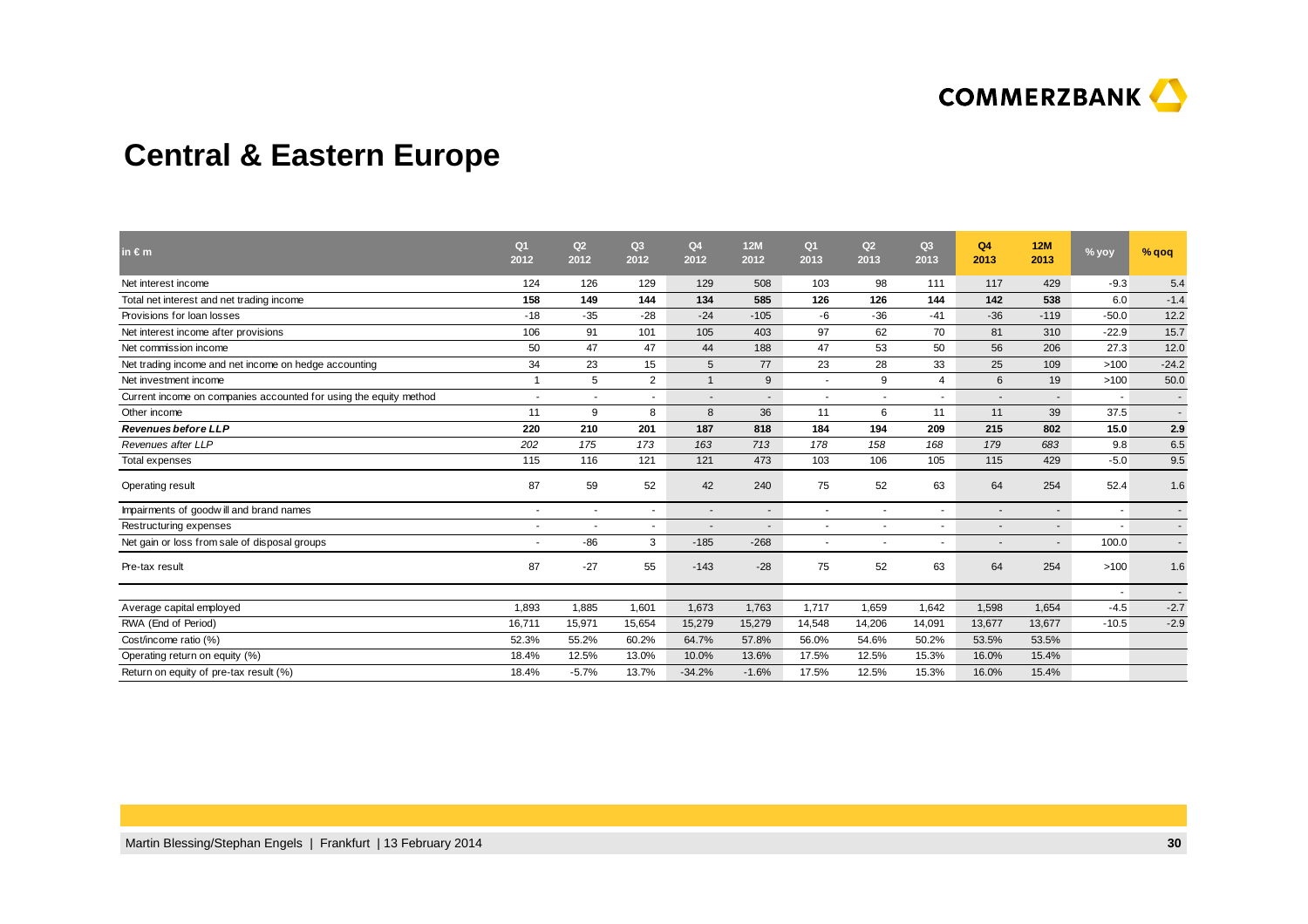# Central & Eastern Europe

| in € m | Q1 2012 | Q2 2012 | Q3 2012 | Q4 2012 | 12M 2012 | Q1 2013 | Q2 2013 | Q3 2013 | Q4 2013 | 12M 2013 | % yoy | % qoq |
|---|---|---|---|---|---|---|---|---|---|---|---|---|
| Net interest income | 124 | 126 | 129 | 129 | 508 | 103 | 98 | 111 | 117 | 429 | -9.3 | 5.4 |
| **Total net interest and net trading income** | **158** | **149** | **144** | **134** | **585** | **126** | **126** | **144** | **142** | **538** | 6.0 | -1.4 |
| Provisions for loan losses | -18 | -35 | -28 | -24 | -105 | -6 | -36 | -41 | -36 | -119 | -50.0 | 12.2 |
| Net interest income after provisions | 106 | 91 | 101 | 105 | 403 | 97 | 62 | 70 | 81 | 310 | -22.9 | 15.7 |
| Net commission income | 50 | 47 | 47 | 44 | 188 | 47 | 53 | 50 | 56 | 206 | 27.3 | 12.0 |
| Net trading income and net income on hedge accounting | 34 | 23 | 15 | 5 | 77 | 23 | 28 | 33 | 25 | 109 | >100 | -24.2 |
| Net investment income | 1 | 5 | 2 | 1 | 9 | - | 9 | 4 | 6 | 19 | >100 | 50.0 |
| Current income on companies accounted for using the equity method | - | - | - | - | - | - | - | - | - | - | - | - |
| Other income | 11 | 9 | 8 | 8 | 36 | 11 | 6 | 11 | 11 | 39 | 37.5 | - |
| ***Revenues before LLP*** | **220** | **210** | **201** | **187** | **818** | **184** | **194** | **209** | **215** | **802** | **15.0** | **2.9** |
| *Revenues after LLP* | *202* | *175* | *173* | *163* | *713* | *178* | *158* | *168* | *179* | *683* | 9.8 | 6.5 |
| Total expenses | 115 | 116 | 121 | 121 | 473 | 103 | 106 | 105 | 115 | 429 | -5.0 | 9.5 |
| Operating result | 87 | 59 | 52 | 42 | 240 | 75 | 52 | 63 | 64 | 254 | 52.4 | 1.6 |
| Impairments of goodwill and brand names | - | - | - | - | - | - | - | - | - | - | - | - |
| Restructuring expenses | - | - | - | - | - | - | - | - | - | - | - | - |
| Net gain or loss from sale of disposal groups | - | -86 | 3 | -185 | -268 | - | - | - | - | - | 100.0 | - |
| Pre-tax result | 87 | -27 | 55 | -143 | -28 | 75 | 52 | 63 | 64 | 254 | >100 | 1.6 |
| | | | | | | | | | | | - | - |
| Average capital employed | 1,893 | 1,885 | 1,601 | 1,673 | 1,763 | 1,717 | 1,659 | 1,642 | 1,598 | 1,654 | -4.5 | -2.7 |
| RWA (End of Period) | 16,711 | 15,971 | 15,654 | 15,279 | 15,279 | 14,548 | 14,206 | 14,091 | 13,677 | 13,677 | -10.5 | -2.9 |
| Cost/income ratio (%) | 52.3% | 55.2% | 60.2% | 64.7% | 57.8% | 56.0% | 54.6% | 50.2% | 53.5% | 53.5% | | |
| Operating return on equity (%) | 18.4% | 12.5% | 13.0% | 10.0% | 13.6% | 17.5% | 12.5% | 15.3% | 16.0% | 15.4% | | |
| Return on equity of pre-tax result (%) | 18.4% | -5.7% | 13.7% | -34.2% | -1.6% | 17.5% | 12.5% | 15.3% | 16.0% | 15.4% | | |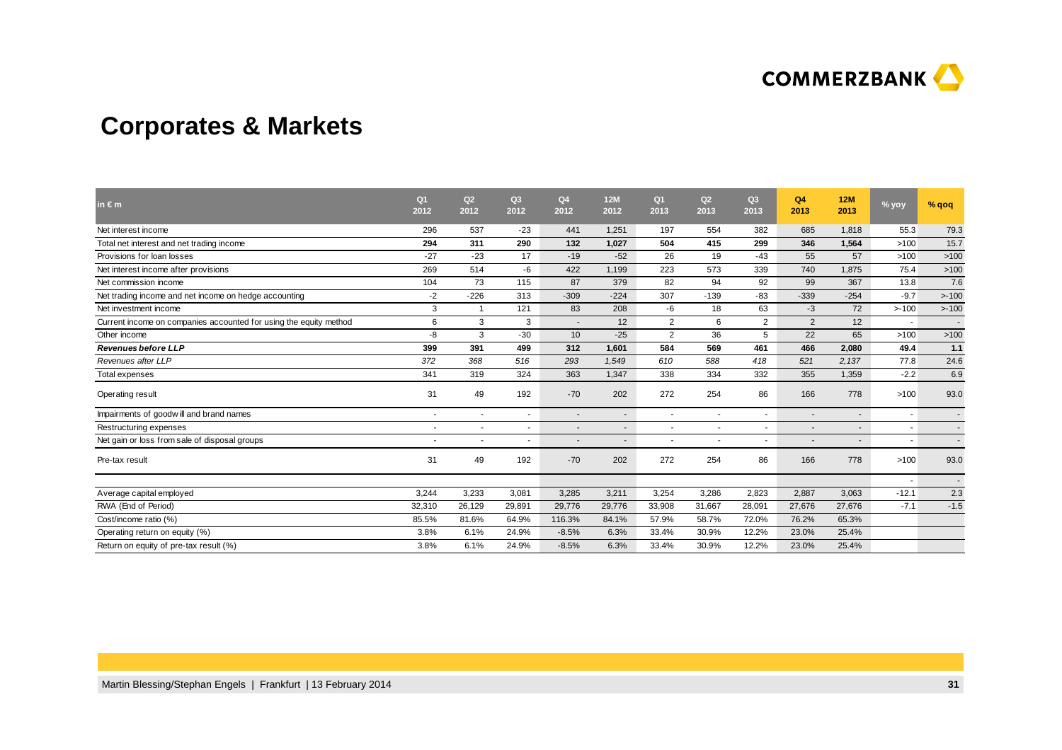# Corporates & Markets

| in € m | Q1 2012 | Q2 2012 | Q3 2012 | Q4 2012 | 12M 2012 | Q1 2013 | Q2 2013 | Q3 2013 | Q4 2013 | 12M 2013 | % yoy | % qoq |
|---|---|---|---|---|---|---|---|---|---|---|---|---|
| Net interest income | 296 | 537 | -23 | 441 | 1,251 | 197 | 554 | 382 | 685 | 1,818 | 55.3 | 79.3 |
| **Total net interest and net trading income** | **294** | **311** | **290** | **132** | **1,027** | **504** | **415** | **299** | **346** | **1,564** | >100 | 15.7 |
| Provisions for loan losses | -27 | -23 | 17 | -19 | -52 | 26 | 19 | -43 | 55 | 57 | >100 | >100 |
| Net interest income after provisions | 269 | 514 | -6 | 422 | 1,199 | 223 | 573 | 339 | 740 | 1,875 | 75.4 | >100 |
| Net commission income | 104 | 73 | 115 | 87 | 379 | 82 | 94 | 92 | 99 | 367 | 13.8 | 7.6 |
| Net trading income and net income on hedge accounting | -2 | -226 | 313 | -309 | -224 | 307 | -139 | -83 | -339 | -254 | -9.7 | >-100 |
| Net investment income | 3 | 1 | 121 | 83 | 208 | -6 | 18 | 63 | -3 | 72 | >-100 | >-100 |
| Current income on companies accounted for using the equity method | 6 | 3 | 3 | - | 12 | 2 | 6 | 2 | 2 | 12 | - | - |
| Other income | -8 | 3 | -30 | 10 | -25 | 2 | 36 | 5 | 22 | 65 | >100 | >100 |
| ***Revenues before LLP*** | **399** | **391** | **499** | **312** | **1,601** | **584** | **569** | **461** | **466** | **2,080** | **49.4** | **1.1** |
| *Revenues after LLP* | *372* | *368* | *516* | *293* | *1,549* | *610* | *588* | *418* | *521* | *2,137* | 77.8 | 24.6 |
| Total expenses | 341 | 319 | 324 | 363 | 1,347 | 338 | 334 | 332 | 355 | 1,359 | -2.2 | 6.9 |
| Operating result | 31 | 49 | 192 | -70 | 202 | 272 | 254 | 86 | 166 | 778 | >100 | 93.0 |
| Impairments of goodwill and brand names | - | - | - | - | - | - | - | - | - | - | - | - |
| Restructuring expenses | - | - | - | - | - | - | - | - | - | - | - | - |
| Net gain or loss from sale of disposal groups | - | - | - | - | - | - | - | - | - | - | - | - |
| Pre-tax result | 31 | 49 | 192 | -70 | 202 | 272 | 254 | 86 | 166 | 778 | >100 | 93.0 |
| | | | | | | | | | | | - | - |
| Average capital employed | 3,244 | 3,233 | 3,081 | 3,285 | 3,211 | 3,254 | 3,286 | 2,823 | 2,887 | 3,063 | -12.1 | 2.3 |
| RWA (End of Period) | 32,310 | 26,129 | 29,891 | 29,776 | 29,776 | 33,908 | 31,667 | 28,091 | 27,676 | 27,676 | -7.1 | -1.5 |
| Cost/income ratio (%) | 85.5% | 81.6% | 64.9% | 116.3% | 84.1% | 57.9% | 58.7% | 72.0% | 76.2% | 65.3% | | |
| Operating return on equity (%) | 3.8% | 6.1% | 24.9% | -8.5% | 6.3% | 33.4% | 30.9% | 12.2% | 23.0% | 25.4% | | |
| Return on equity of pre-tax result (%) | 3.8% | 6.1% | 24.9% | -8.5% | 6.3% | 33.4% | 30.9% | 12.2% | 23.0% | 25.4% | | |

Martin Blessing/Stephan Engels | Frankfurt | 13 February 2014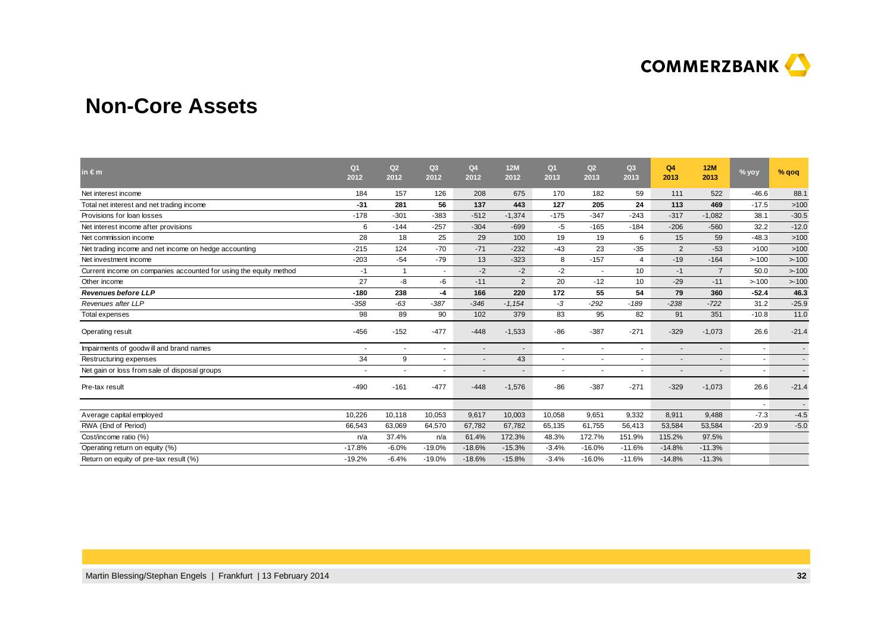## Non-Core Assets

| in € m | Q1 2012 | Q2 2012 | Q3 2012 | Q4 2012 | 12M 2012 | Q1 2013 | Q2 2013 | Q3 2013 | Q4 2013 | 12M 2013 | % yoy | % qoq |
|---|---|---|---|---|---|---|---|---|---|---|---|---|
| Net interest income | 184 | 157 | 126 | 208 | 675 | 170 | 182 | 59 | 111 | 522 | -46.6 | 88.1 |
| Total net interest and net trading income | **-31** | **281** | **56** | **137** | **443** | **127** | **205** | **24** | **113** | **469** | -17.5 | >100 |
| Provisions for loan losses | -178 | -301 | -383 | -512 | -1,374 | -175 | -347 | -243 | -317 | -1,082 | 38.1 | -30.5 |
| Net interest income after provisions | 6 | -144 | -257 | -304 | -699 | -5 | -165 | -184 | -206 | -560 | 32.2 | -12.0 |
| Net commission income | 28 | 18 | 25 | 29 | 100 | 19 | 19 | 6 | 15 | 59 | -48.3 | >100 |
| Net trading income and net income on hedge accounting | -215 | 124 | -70 | -71 | -232 | -43 | 23 | -35 | 2 | -53 | >100 | >100 |
| Net investment income | -203 | -54 | -79 | 13 | -323 | 8 | -157 | 4 | -19 | -164 | >-100 | >-100 |
| Current income on companies accounted for using the equity method | -1 | 1 | - | -2 | -2 | -2 | - | 10 | -1 | 7 | 50.0 | >-100 |
| Other income | 27 | -8 | -6 | -11 | 2 | 20 | -12 | 10 | -29 | -11 | >-100 | >-100 |
| ***Revenues before LLP*** | **-180** | **238** | **-4** | **166** | **220** | **172** | **55** | **54** | **79** | **360** | **-52.4** | **46.3** |
| *Revenues after LLP* | *-358* | *-63* | *-387* | *-346* | *-1,154* | *-3* | *-292* | *-189* | *-238* | *-722* | 31.2 | -25.9 |
| Total expenses | 98 | 89 | 90 | 102 | 379 | 83 | 95 | 82 | 91 | 351 | -10.8 | 11.0 |
| Operating result | -456 | -152 | -477 | -448 | -1,533 | -86 | -387 | -271 | -329 | -1,073 | 26.6 | -21.4 |
| Impairments of goodwill and brand names | - | - | - | - | - | - | - | - | - | - | - | - |
| Restructuring expenses | 34 | 9 | - | - | 43 | - | - | - | - | - | - | - |
| Net gain or loss from sale of disposal groups | - | - | - | - | - | - | - | - | - | - | - | - |
| Pre-tax result | -490 | -161 | -477 | -448 | -1,576 | -86 | -387 | -271 | -329 | -1,073 | 26.6 | -21.4 |
| | | | | | | | | | | | - | - |
| Average capital employed | 10,226 | 10,118 | 10,053 | 9,617 | 10,003 | 10,058 | 9,651 | 9,332 | 8,911 | 9,488 | -7.3 | -4.5 |
| RWA (End of Period) | 66,543 | 63,069 | 64,570 | 67,782 | 67,782 | 65,135 | 61,755 | 56,413 | 53,584 | 53,584 | -20.9 | -5.0 |
| Cost/income ratio (%) | n/a | 37.4% | n/a | 61.4% | 172.3% | 48.3% | 172.7% | 151.9% | 115.2% | 97.5% | | |
| Operating return on equity (%) | -17.8% | -6.0% | -19.0% | -18.6% | -15.3% | -3.4% | -16.0% | -11.6% | -14.8% | -11.3% | | |
| Return on equity of pre-tax result (%) | -19.2% | -6.4% | -19.0% | -18.6% | -15.8% | -3.4% | -16.0% | -11.6% | -14.8% | -11.3% | | |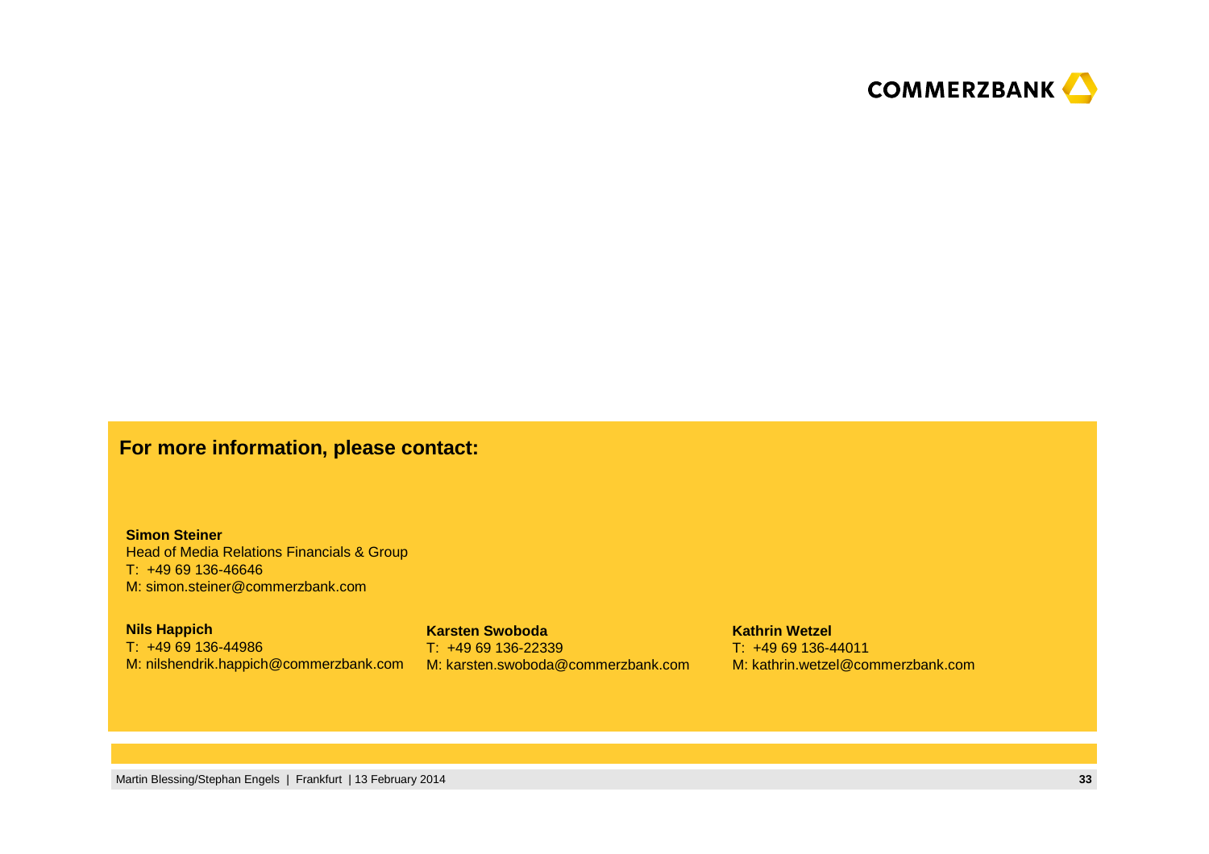## For more information, please contact:

**Simon Steiner**
Head of Media Relations Financials & Group
T: +49 69 136-46646
M: simon.steiner@commerzbank.com

**Nils Happich**
T: +49 69 136-44986
M: nilshendrik.happich@commerzbank.com

**Karsten Swoboda**
T: +49 69 136-22339
M: karsten.swoboda@commerzbank.com

**Kathrin Wetzel**
T: +49 69 136-44011
M: kathrin.wetzel@commerzbank.com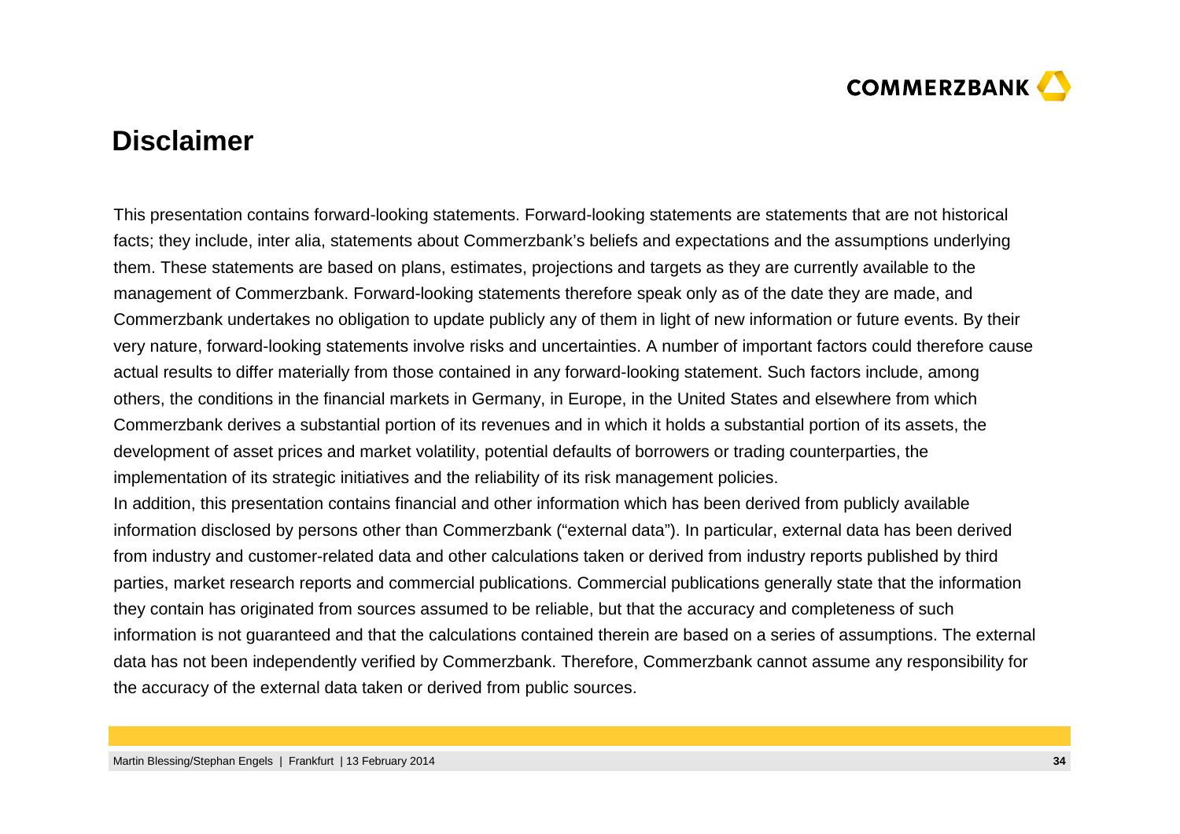# Disclaimer

This presentation contains forward-looking statements. Forward-looking statements are statements that are not historical facts; they include, inter alia, statements about Commerzbank's beliefs and expectations and the assumptions underlying them. These statements are based on plans, estimates, projections and targets as they are currently available to the management of Commerzbank. Forward-looking statements therefore speak only as of the date they are made, and Commerzbank undertakes no obligation to update publicly any of them in light of new information or future events. By their very nature, forward-looking statements involve risks and uncertainties. A number of important factors could therefore cause actual results to differ materially from those contained in any forward-looking statement. Such factors include, among others, the conditions in the financial markets in Germany, in Europe, in the United States and elsewhere from which Commerzbank derives a substantial portion of its revenues and in which it holds a substantial portion of its assets, the development of asset prices and market volatility, potential defaults of borrowers or trading counterparties, the implementation of its strategic initiatives and the reliability of its risk management policies.

In addition, this presentation contains financial and other information which has been derived from publicly available information disclosed by persons other than Commerzbank ("external data"). In particular, external data has been derived from industry and customer-related data and other calculations taken or derived from industry reports published by third parties, market research reports and commercial publications. Commercial publications generally state that the information they contain has originated from sources assumed to be reliable, but that the accuracy and completeness of such information is not guaranteed and that the calculations contained therein are based on a series of assumptions. The external data has not been independently verified by Commerzbank. Therefore, Commerzbank cannot assume any responsibility for the accuracy of the external data taken or derived from public sources.